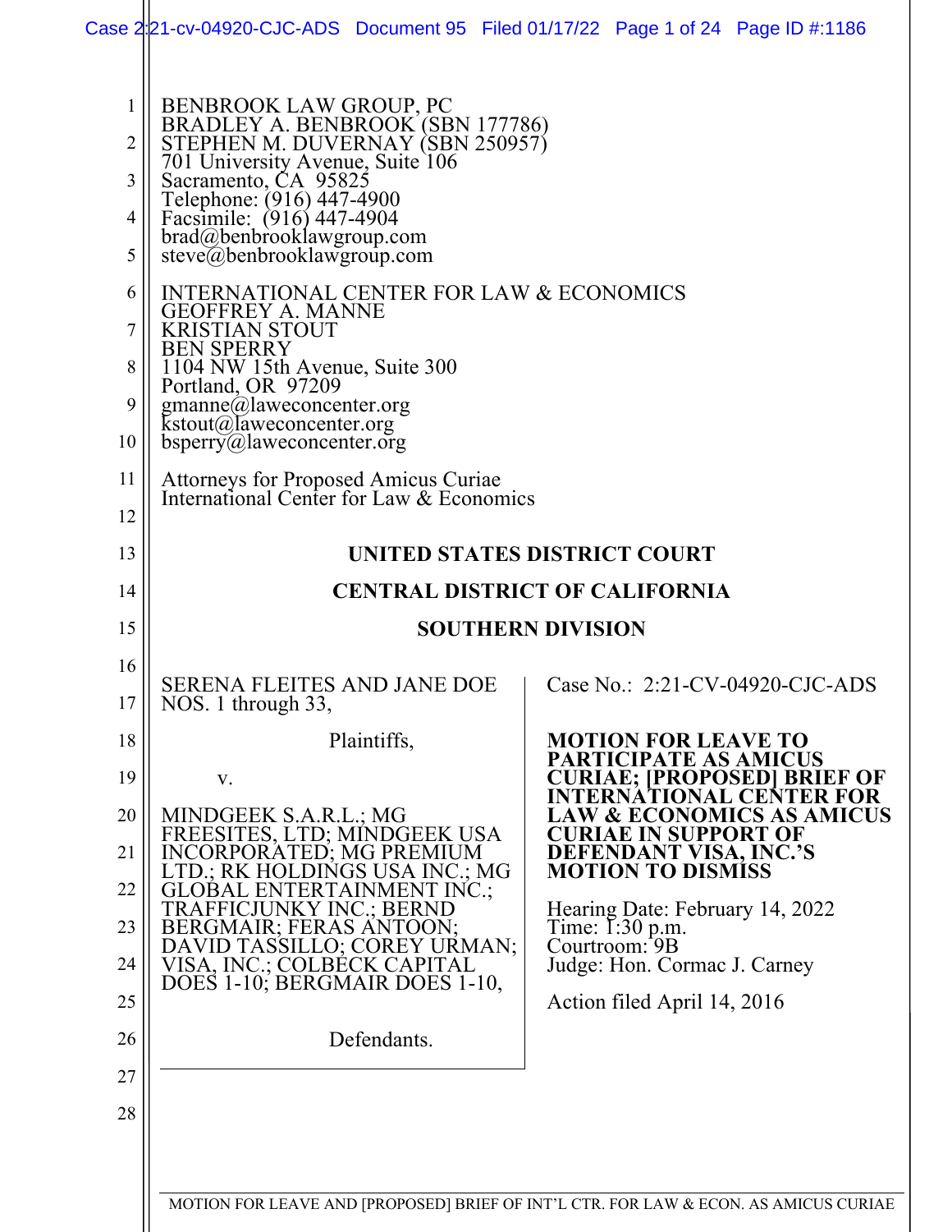BENBROOK LAW GROUP, PC
BRADLEY A. BENBROOK (SBN 177786)
STEPHEN M. DUVERNAY (SBN 250957)
701 University Avenue, Suite 106
Sacramento, CA 95825
Telephone: (916) 447-4900
Facsimile: (916) 447-4904
brad@benbrooklawgroup.com
steve@benbrooklawgroup.com

INTERNATIONAL CENTER FOR LAW & ECONOMICS
GEOFFREY A. MANNE
KRISTIAN STOUT
BEN SPERRY
1104 NW 15th Avenue, Suite 300
Portland, OR 97209
gmanne@laweconcenter.org
kstout@laweconcenter.org
bsperry@laweconcenter.org

Attorneys for Proposed Amicus Curiae
International Center for Law & Economics

**UNITED STATES DISTRICT COURT**

**CENTRAL DISTRICT OF CALIFORNIA**

**SOUTHERN DIVISION**

SERENA FLEITES AND JANE DOE NOS. 1 through 33,

Plaintiffs,

v.

MINDGEEK S.A.R.L.; MG FREESITES, LTD; MINDGEEK USA INCORPORATED; MG PREMIUM LTD.; RK HOLDINGS USA INC.; MG GLOBAL ENTERTAINMENT INC.; TRAFFICJUNKY INC.; BERND BERGMAIR; FERAS ANTOON; DAVID TASSILLO; COREY URMAN; VISA, INC.; COLBECK CAPITAL DOES 1-10; BERGMAIR DOES 1-10,

Defendants.

Case No.: 2:21-CV-04920-CJC-ADS

**MOTION FOR LEAVE TO PARTICIPATE AS AMICUS CURIAE; [PROPOSED] BRIEF OF INTERNATIONAL CENTER FOR LAW & ECONOMICS AS AMICUS CURIAE IN SUPPORT OF DEFENDANT VISA, INC.'S MOTION TO DISMISS**

Hearing Date: February 14, 2022
Time: 1:30 p.m.
Courtroom: 9B
Judge: Hon. Cormac J. Carney

Action filed April 14, 2016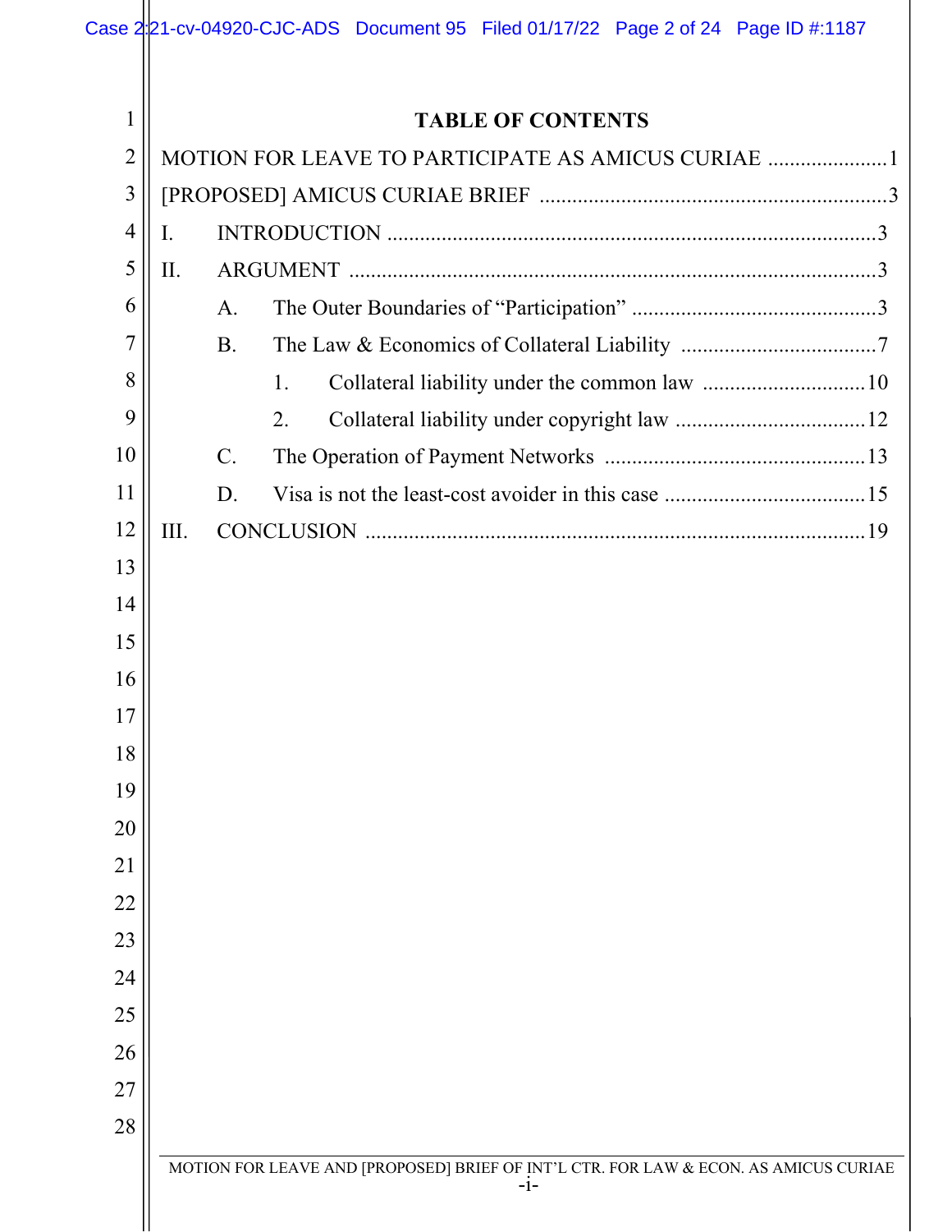# TABLE OF CONTENTS

MOTION FOR LEAVE TO PARTICIPATE AS AMICUS CURIAE ......................1

[PROPOSED] AMICUS CURIAE BRIEF ................................................................3

I. INTRODUCTION ..........................................................................................3

II. ARGUMENT ..................................................................................................3

  A. The Outer Boundaries of "Participation" .............................................3

  B. The Law & Economics of Collateral Liability ....................................7

    1. Collateral liability under the common law ..............................10

    2. Collateral liability under copyright law ...................................12

  C. The Operation of Payment Networks ................................................13

  D. Visa is not the least-cost avoider in this case .....................................15

III. CONCLUSION ............................................................................................19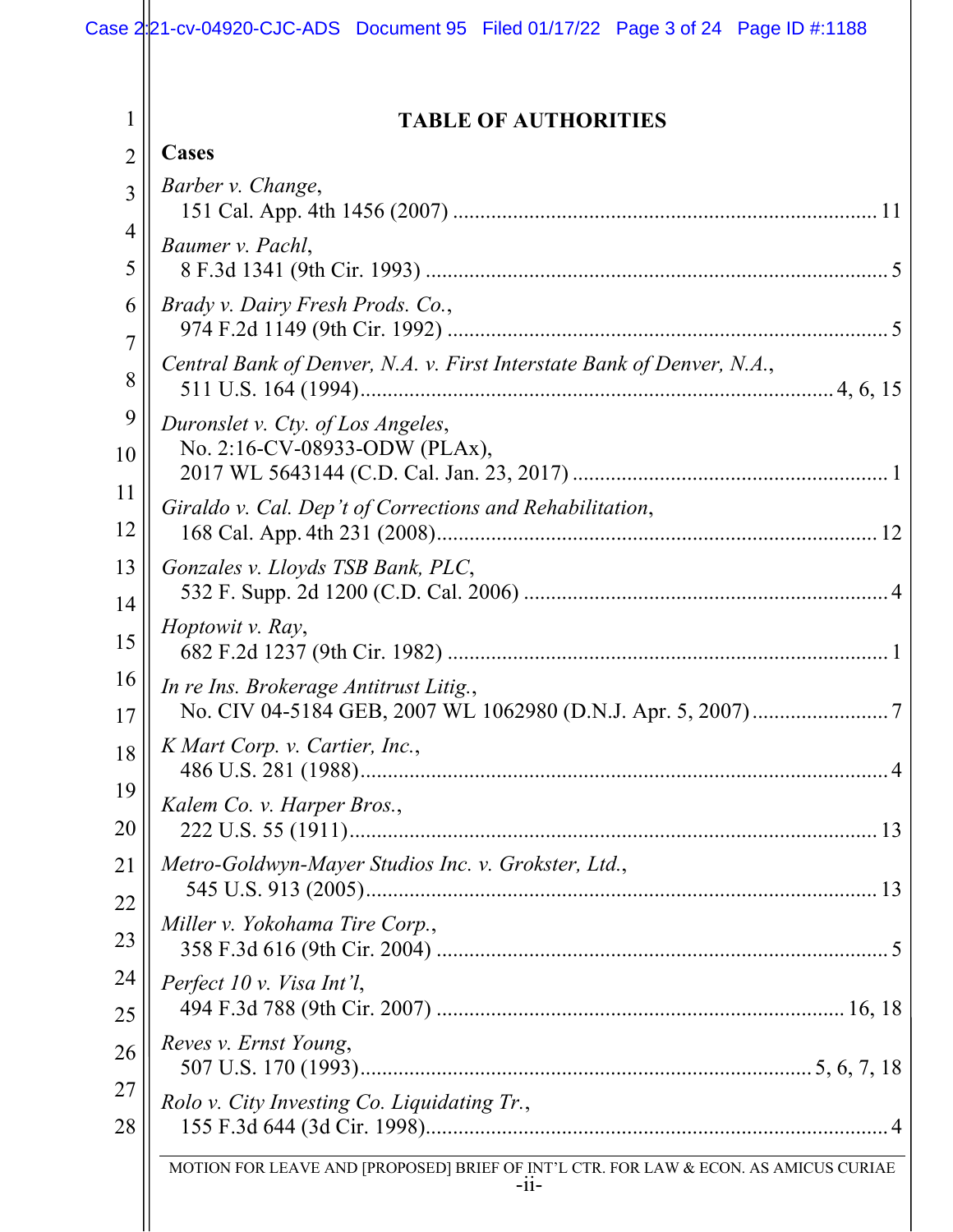## TABLE OF AUTHORITIES

### Cases

*Barber v. Change*,
151 Cal. App. 4th 1456 (2007) .......... 11

*Baumer v. Pachl*,
8 F.3d 1341 (9th Cir. 1993) .......... 5

*Brady v. Dairy Fresh Prods. Co.*,
974 F.2d 1149 (9th Cir. 1992) .......... 5

*Central Bank of Denver, N.A. v. First Interstate Bank of Denver, N.A.*,
511 U.S. 164 (1994) .......... 4, 6, 15

*Duronslet v. Cty. of Los Angeles*,
No. 2:16-CV-08933-ODW (PLAx),
2017 WL 5643144 (C.D. Cal. Jan. 23, 2017) .......... 1

*Giraldo v. Cal. Dep't of Corrections and Rehabilitation*,
168 Cal. App. 4th 231 (2008) .......... 12

*Gonzales v. Lloyds TSB Bank, PLC*,
532 F. Supp. 2d 1200 (C.D. Cal. 2006) .......... 4

*Hoptowit v. Ray*,
682 F.2d 1237 (9th Cir. 1982) .......... 1

*In re Ins. Brokerage Antitrust Litig.*,
No. CIV 04-5184 GEB, 2007 WL 1062980 (D.N.J. Apr. 5, 2007) .......... 7

*K Mart Corp. v. Cartier, Inc.*,
486 U.S. 281 (1988) .......... 4

*Kalem Co. v. Harper Bros.*,
222 U.S. 55 (1911) .......... 13

*Metro-Goldwyn-Mayer Studios Inc. v. Grokster, Ltd.*,
545 U.S. 913 (2005) .......... 13

*Miller v. Yokohama Tire Corp.*,
358 F.3d 616 (9th Cir. 2004) .......... 5

*Perfect 10 v. Visa Int'l*,
494 F.3d 788 (9th Cir. 2007) .......... 16, 18

*Reves v. Ernst Young*,
507 U.S. 170 (1993) .......... 5, 6, 7, 18

*Rolo v. City Investing Co. Liquidating Tr.*,
155 F.3d 644 (3d Cir. 1998) .......... 4

MOTION FOR LEAVE AND [PROPOSED] BRIEF OF INT'L CTR. FOR LAW & ECON. AS AMICUS CURIAE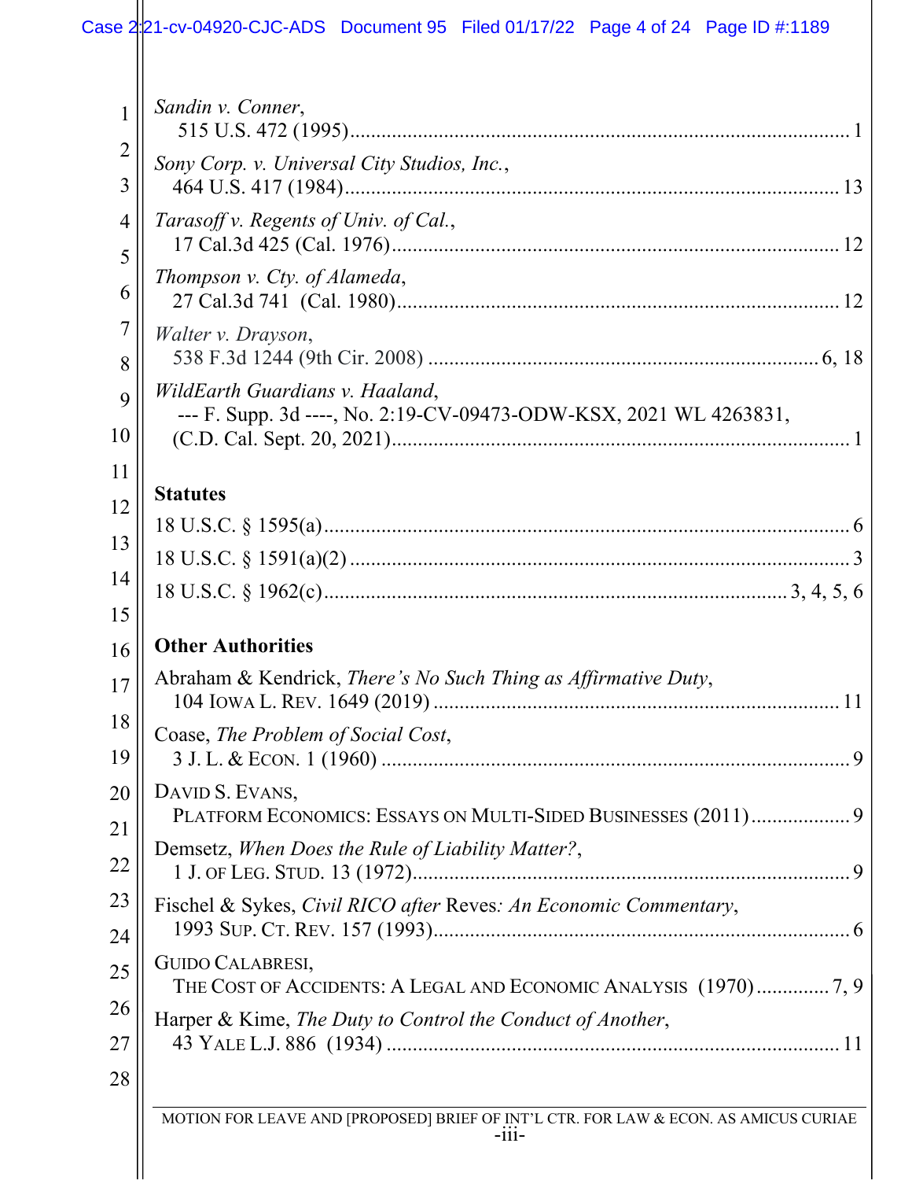*Sandin v. Conner*,
515 U.S. 472 (1995)........................................................................................ 1

*Sony Corp. v. Universal City Studios, Inc.*,
464 U.S. 417 (1984)...................................................................................... 13

*Tarasoff v. Regents of Univ. of Cal.*,
17 Cal.3d 425 (Cal. 1976)............................................................................. 12

*Thompson v. Cty. of Alameda*,
27 Cal.3d 741 (Cal. 1980)............................................................................. 12

*Walter v. Drayson*,
538 F.3d 1244 (9th Cir. 2008) ................................................................... 6, 18

*WildEarth Guardians v. Haaland*,
--- F. Supp. 3d ----, No. 2:19-CV-09473-ODW-KSX, 2021 WL 4263831,
(C.D. Cal. Sept. 20, 2021)............................................................................... 1

**Statutes**

18 U.S.C. § 1595(a)........................................................................................... 6

18 U.S.C. § 1591(a)(2) ....................................................................................... 3

18 U.S.C. § 1962(c)................................................................................. 3, 4, 5, 6

**Other Authorities**

Abraham & Kendrick, *There's No Such Thing as Affirmative Duty*,
104 IOWA L. REV. 1649 (2019) ..................................................................... 11

Coase, *The Problem of Social Cost*,
3 J. L. & ECON. 1 (1960) .................................................................................. 9

DAVID S. EVANS,
PLATFORM ECONOMICS: ESSAYS ON MULTI-SIDED BUSINESSES (2011)................... 9

Demsetz, *When Does the Rule of Liability Matter?*,
1 J. OF LEG. STUD. 13 (1972)............................................................................ 9

Fischel & Sykes, *Civil RICO after* Reves*: An Economic Commentary*,
1993 SUP. CT. REV. 157 (1993)........................................................................ 6

GUIDO CALABRESI,
THE COST OF ACCIDENTS: A LEGAL AND ECONOMIC ANALYSIS (1970).............. 7, 9

Harper & Kime, *The Duty to Control the Conduct of Another*,
43 YALE L.J. 886 (1934) ................................................................................ 11

MOTION FOR LEAVE AND [PROPOSED] BRIEF OF INT'L CTR. FOR LAW & ECON. AS AMICUS CURIAE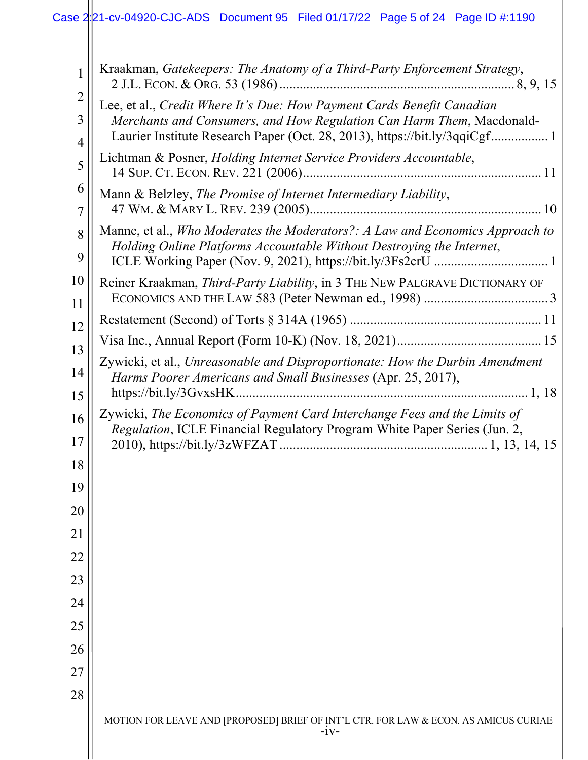Kraakman, *Gatekeepers: The Anatomy of a Third-Party Enforcement Strategy*, 2 J.L. ECON. & ORG. 53 (1986) ..................................................................... 8, 9, 15

Lee, et al., *Credit Where It's Due: How Payment Cards Benefit Canadian Merchants and Consumers, and How Regulation Can Harm Them*, Macdonald-Laurier Institute Research Paper (Oct. 28, 2013), https://bit.ly/3qqiCgf................. 1

Lichtman & Posner, *Holding Internet Service Providers Accountable*, 14 SUP. CT. ECON. REV. 221 (2006)...................................................................... 11

Mann & Belzley, *The Promise of Internet Intermediary Liability*, 47 WM. & MARY L. REV. 239 (2005).................................................................... 10

Manne, et al., *Who Moderates the Moderators?: A Law and Economics Approach to Holding Online Platforms Accountable Without Destroying the Internet*, ICLE Working Paper (Nov. 9, 2021), https://bit.ly/3Fs2crU .................................. 1

Reiner Kraakman, *Third-Party Liability*, in 3 THE NEW PALGRAVE DICTIONARY OF ECONOMICS AND THE LAW 583 (Peter Newman ed., 1998) ..................................... 3

Restatement (Second) of Torts § 314A (1965) ........................................................ 11

Visa Inc., Annual Report (Form 10-K) (Nov. 18, 2021)........................................... 15

Zywicki, et al., *Unreasonable and Disproportionate: How the Durbin Amendment Harms Poorer Americans and Small Businesses* (Apr. 25, 2017), https://bit.ly/3GvxsHK...................................................................................... 1, 18

Zywicki, *The Economics of Payment Card Interchange Fees and the Limits of Regulation*, ICLE Financial Regulatory Program White Paper Series (Jun. 2, 2010), https://bit.ly/3zWFZAT ............................................................. 1, 13, 14, 15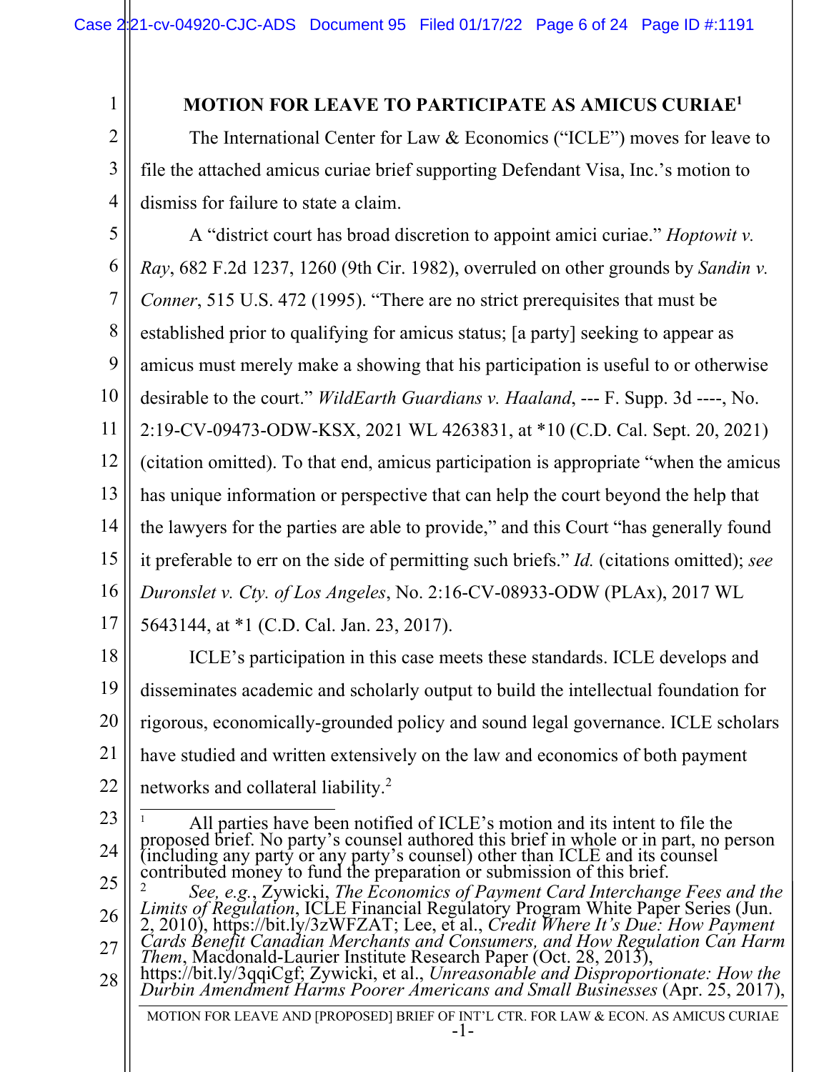## MOTION FOR LEAVE TO PARTICIPATE AS AMICUS CURIAE[1]

The International Center for Law & Economics ("ICLE") moves for leave to file the attached amicus curiae brief supporting Defendant Visa, Inc.'s motion to dismiss for failure to state a claim.

A "district court has broad discretion to appoint amici curiae." *Hoptowit v. Ray*, 682 F.2d 1237, 1260 (9th Cir. 1982), overruled on other grounds by *Sandin v. Conner*, 515 U.S. 472 (1995). "There are no strict prerequisites that must be established prior to qualifying for amicus status; [a party] seeking to appear as amicus must merely make a showing that his participation is useful to or otherwise desirable to the court." *WildEarth Guardians v. Haaland*, --- F. Supp. 3d ----, No. 2:19-CV-09473-ODW-KSX, 2021 WL 4263831, at *10 (C.D. Cal. Sept. 20, 2021) (citation omitted). To that end, amicus participation is appropriate "when the amicus has unique information or perspective that can help the court beyond the help that the lawyers for the parties are able to provide," and this Court "has generally found it preferable to err on the side of permitting such briefs." *Id.* (citations omitted); *see Duronslet v. Cty. of Los Angeles*, No. 2:16-CV-08933-ODW (PLAx), 2017 WL 5643144, at *1 (C.D. Cal. Jan. 23, 2017).

ICLE's participation in this case meets these standards. ICLE develops and disseminates academic and scholarly output to build the intellectual foundation for rigorous, economically-grounded policy and sound legal governance. ICLE scholars have studied and written extensively on the law and economics of both payment networks and collateral liability.[2]

---

[1] All parties have been notified of ICLE's motion and its intent to file the proposed brief. No party's counsel authored this brief in whole or in part, no person (including any party or any party's counsel) other than ICLE and its counsel contributed money to fund the preparation or submission of this brief.

[2] *See, e.g.*, Zywicki, *The Economics of Payment Card Interchange Fees and the Limits of Regulation*, ICLE Financial Regulatory Program White Paper Series (Jun. 2, 2010), https://bit.ly/3zWFZAT; Lee, et al., *Credit Where It's Due: How Payment Cards Benefit Canadian Merchants and Consumers, and How Regulation Can Harm Them*, Macdonald-Laurier Institute Research Paper (Oct. 28, 2013), https://bit.ly/3qqiCgf; Zywicki, et al., *Unreasonable and Disproportionate: How the Durbin Amendment Harms Poorer Americans and Small Businesses* (Apr. 25, 2017),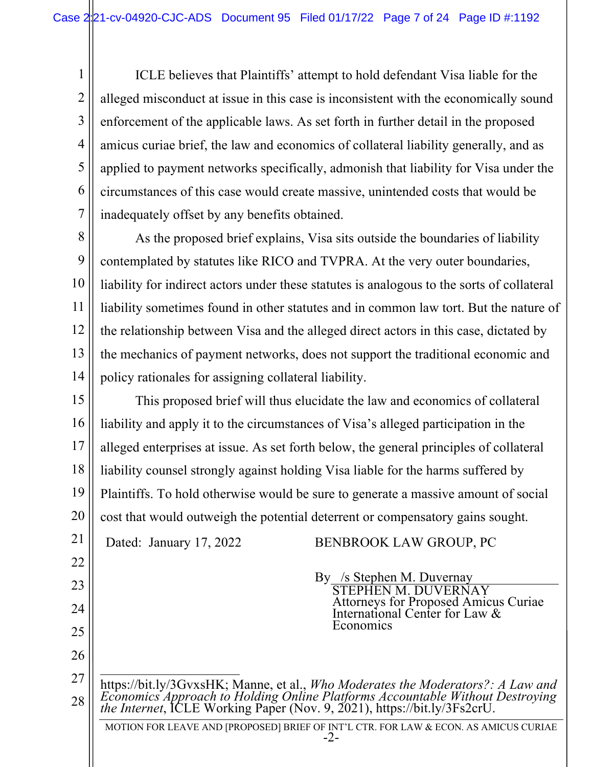ICLE believes that Plaintiffs' attempt to hold defendant Visa liable for the alleged misconduct at issue in this case is inconsistent with the economically sound enforcement of the applicable laws. As set forth in further detail in the proposed amicus curiae brief, the law and economics of collateral liability generally, and as applied to payment networks specifically, admonish that liability for Visa under the circumstances of this case would create massive, unintended costs that would be inadequately offset by any benefits obtained.

As the proposed brief explains, Visa sits outside the boundaries of liability contemplated by statutes like RICO and TVPRA. At the very outer boundaries, liability for indirect actors under these statutes is analogous to the sorts of collateral liability sometimes found in other statutes and in common law tort. But the nature of the relationship between Visa and the alleged direct actors in this case, dictated by the mechanics of payment networks, does not support the traditional economic and policy rationales for assigning collateral liability.

This proposed brief will thus elucidate the law and economics of collateral liability and apply it to the circumstances of Visa's alleged participation in the alleged enterprises at issue. As set forth below, the general principles of collateral liability counsel strongly against holding Visa liable for the harms suffered by Plaintiffs. To hold otherwise would be sure to generate a massive amount of social cost that would outweigh the potential deterrent or compensatory gains sought.

Dated: January 17, 2022

BENBROOK LAW GROUP, PC

By /s Stephen M. Duvernay
STEPHEN M. DUVERNAY
Attorneys for Proposed Amicus Curiae
International Center for Law & Economics

---

https://bit.ly/3GvxsHK; Manne, et al., *Who Moderates the Moderators?: A Law and Economics Approach to Holding Online Platforms Accountable Without Destroying the Internet*, ICLE Working Paper (Nov. 9, 2021), https://bit.ly/3Fs2crU.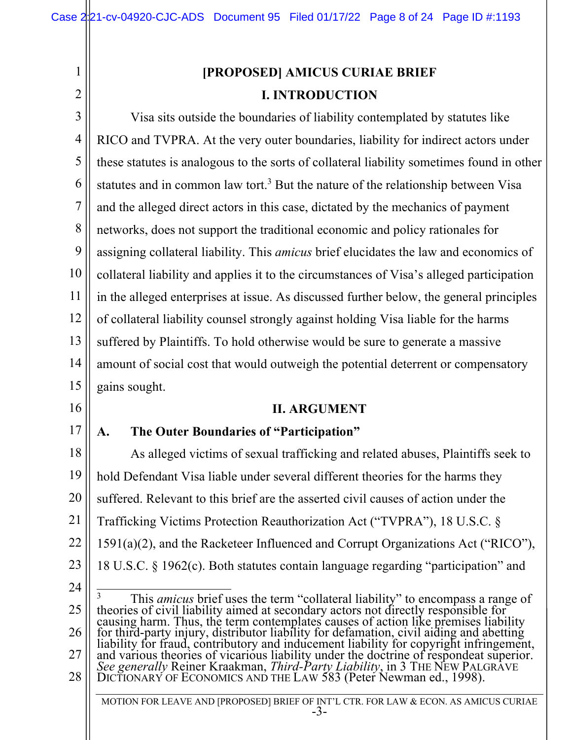# [PROPOSED] AMICUS CURIAE BRIEF

## I. INTRODUCTION

Visa sits outside the boundaries of liability contemplated by statutes like RICO and TVPRA. At the very outer boundaries, liability for indirect actors under these statutes is analogous to the sorts of collateral liability sometimes found in other statutes and in common law tort.[3] But the nature of the relationship between Visa and the alleged direct actors in this case, dictated by the mechanics of payment networks, does not support the traditional economic and policy rationales for assigning collateral liability. This *amicus* brief elucidates the law and economics of collateral liability and applies it to the circumstances of Visa's alleged participation in the alleged enterprises at issue. As discussed further below, the general principles of collateral liability counsel strongly against holding Visa liable for the harms suffered by Plaintiffs. To hold otherwise would be sure to generate a massive amount of social cost that would outweigh the potential deterrent or compensatory gains sought.

## II. ARGUMENT

### A. The Outer Boundaries of "Participation"

As alleged victims of sexual trafficking and related abuses, Plaintiffs seek to hold Defendant Visa liable under several different theories for the harms they suffered. Relevant to this brief are the asserted civil causes of action under the Trafficking Victims Protection Reauthorization Act ("TVPRA"), 18 U.S.C. § 1591(a)(2), and the Racketeer Influenced and Corrupt Organizations Act ("RICO"), 18 U.S.C. § 1962(c). Both statutes contain language regarding "participation" and

---

[3] This *amicus* brief uses the term "collateral liability" to encompass a range of theories of civil liability aimed at secondary actors not directly responsible for causing harm. Thus, the term contemplates causes of action like premises liability for third-party injury, distributor liability for defamation, civil aiding and abetting liability for fraud, contributory and inducement liability for copyright infringement, and various theories of vicarious liability under the doctrine of respondeat superior. *See generally* Reiner Kraakman, *Third-Party Liability*, in 3 THE NEW PALGRAVE DICTIONARY OF ECONOMICS AND THE LAW 583 (Peter Newman ed., 1998).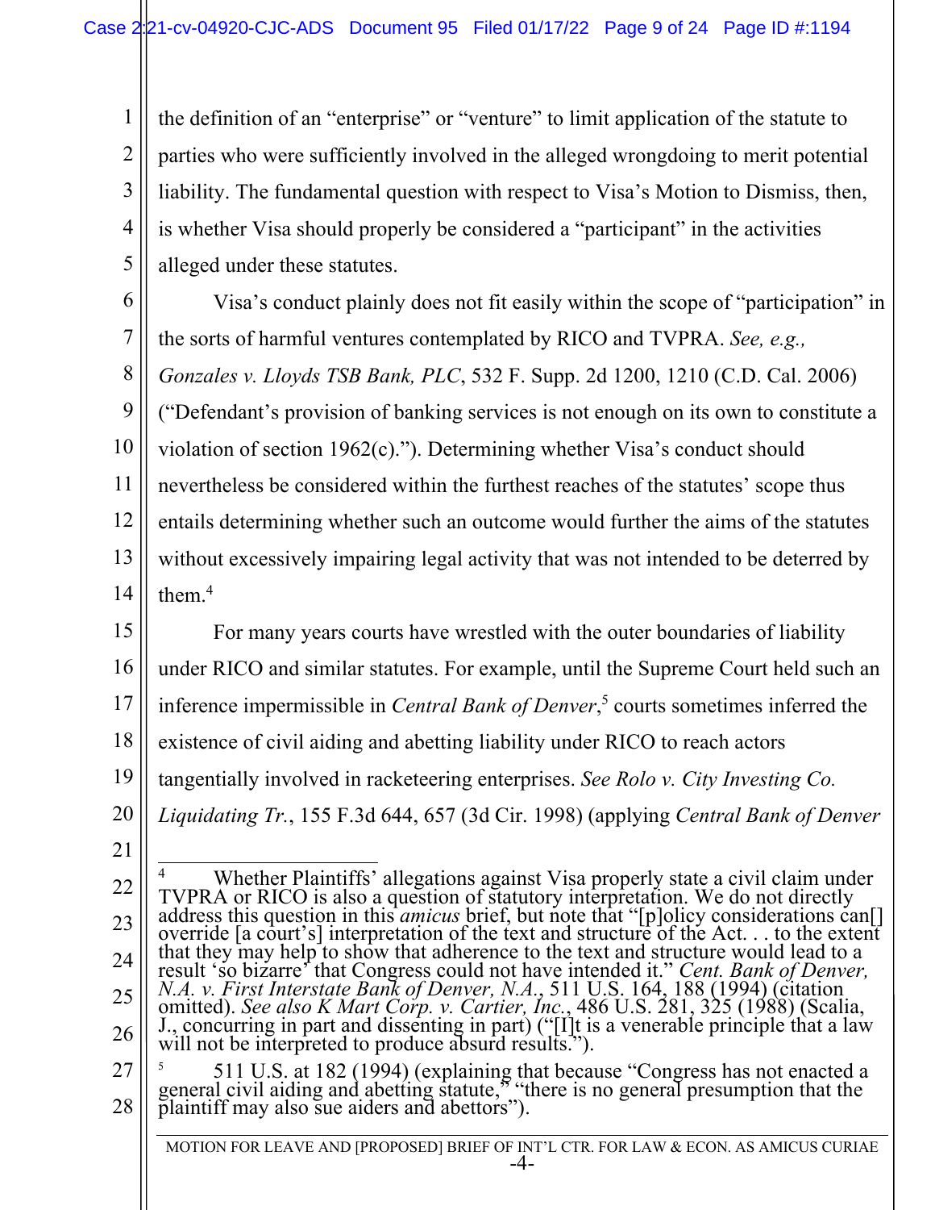the definition of an "enterprise" or "venture" to limit application of the statute to parties who were sufficiently involved in the alleged wrongdoing to merit potential liability. The fundamental question with respect to Visa's Motion to Dismiss, then, is whether Visa should properly be considered a "participant" in the activities alleged under these statutes.

Visa's conduct plainly does not fit easily within the scope of "participation" in the sorts of harmful ventures contemplated by RICO and TVPRA. *See, e.g., Gonzales v. Lloyds TSB Bank, PLC*, 532 F. Supp. 2d 1200, 1210 (C.D. Cal. 2006) ("Defendant's provision of banking services is not enough on its own to constitute a violation of section 1962(c)."). Determining whether Visa's conduct should nevertheless be considered within the furthest reaches of the statutes' scope thus entails determining whether such an outcome would further the aims of the statutes without excessively impairing legal activity that was not intended to be deterred by them.[4]

For many years courts have wrestled with the outer boundaries of liability under RICO and similar statutes. For example, until the Supreme Court held such an inference impermissible in *Central Bank of Denver*,[5] courts sometimes inferred the existence of civil aiding and abetting liability under RICO to reach actors tangentially involved in racketeering enterprises. *See Rolo v. City Investing Co. Liquidating Tr.*, 155 F.3d 644, 657 (3d Cir. 1998) (applying *Central Bank of Denver*

---

[4] Whether Plaintiffs' allegations against Visa properly state a civil claim under TVPRA or RICO is also a question of statutory interpretation. We do not directly address this question in this *amicus* brief, but note that "[p]olicy considerations can[] override [a court's] interpretation of the text and structure of the Act. . . to the extent that they may help to show that adherence to the text and structure would lead to a result 'so bizarre' that Congress could not have intended it." *Cent. Bank of Denver, N.A. v. First Interstate Bank of Denver, N.A.*, 511 U.S. 164, 188 (1994) (citation omitted). *See also K Mart Corp. v. Cartier, Inc.*, 486 U.S. 281, 325 (1988) (Scalia, J., concurring in part and dissenting in part) ("[I]t is a venerable principle that a law will not be interpreted to produce absurd results.").

[5] 511 U.S. at 182 (1994) (explaining that because "Congress has not enacted a general civil aiding and abetting statute," "there is no general presumption that the plaintiff may also sue aiders and abettors").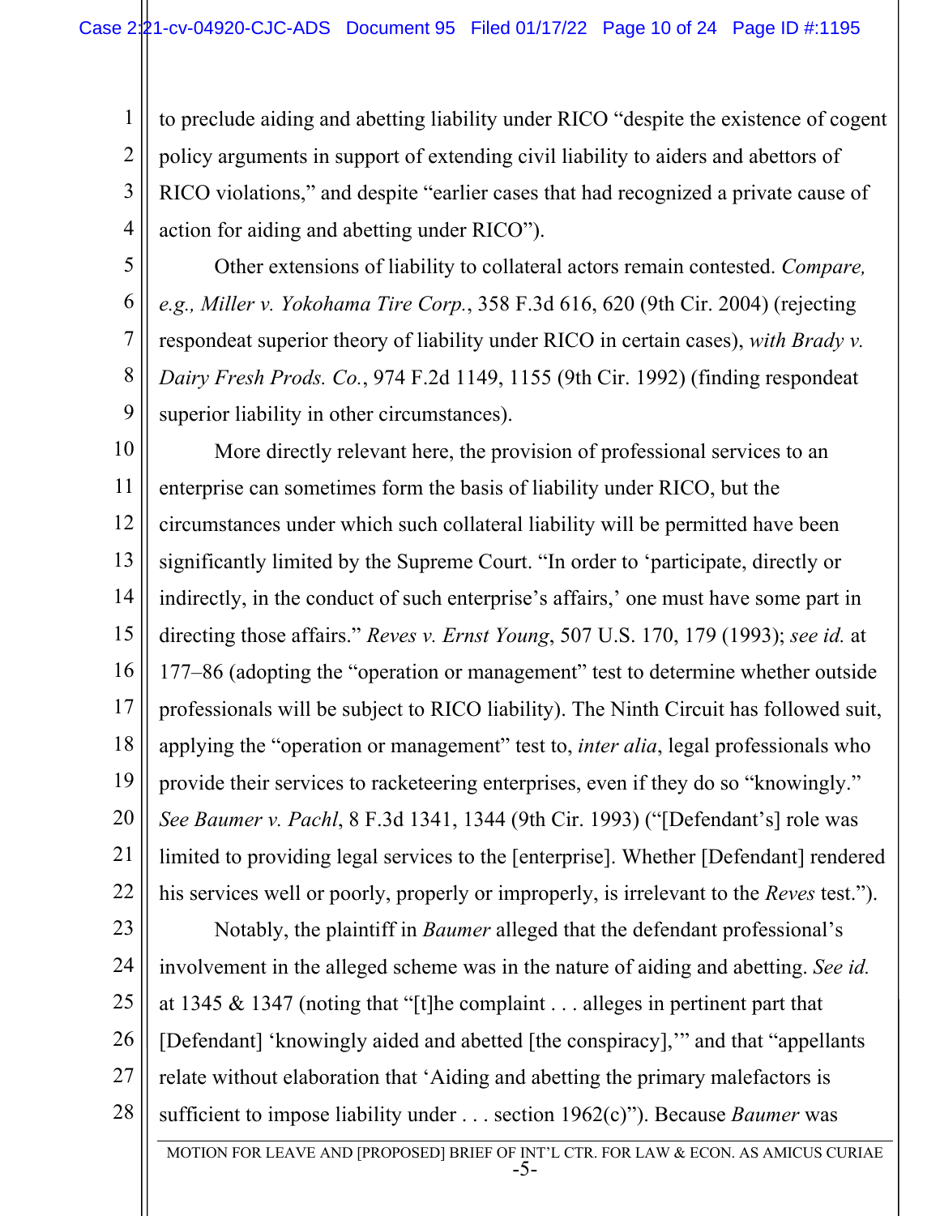to preclude aiding and abetting liability under RICO "despite the existence of cogent policy arguments in support of extending civil liability to aiders and abettors of RICO violations," and despite "earlier cases that had recognized a private cause of action for aiding and abetting under RICO").

Other extensions of liability to collateral actors remain contested. *Compare, e.g., Miller v. Yokohama Tire Corp.*, 358 F.3d 616, 620 (9th Cir. 2004) (rejecting respondeat superior theory of liability under RICO in certain cases), *with Brady v. Dairy Fresh Prods. Co.*, 974 F.2d 1149, 1155 (9th Cir. 1992) (finding respondeat superior liability in other circumstances).

More directly relevant here, the provision of professional services to an enterprise can sometimes form the basis of liability under RICO, but the circumstances under which such collateral liability will be permitted have been significantly limited by the Supreme Court. "In order to 'participate, directly or indirectly, in the conduct of such enterprise's affairs,' one must have some part in directing those affairs." *Reves v. Ernst Young*, 507 U.S. 170, 179 (1993); *see id.* at 177–86 (adopting the "operation or management" test to determine whether outside professionals will be subject to RICO liability). The Ninth Circuit has followed suit, applying the "operation or management" test to, *inter alia*, legal professionals who provide their services to racketeering enterprises, even if they do so "knowingly." *See Baumer v. Pachl*, 8 F.3d 1341, 1344 (9th Cir. 1993) ("[Defendant's] role was limited to providing legal services to the [enterprise]. Whether [Defendant] rendered his services well or poorly, properly or improperly, is irrelevant to the *Reves* test.").

Notably, the plaintiff in *Baumer* alleged that the defendant professional's involvement in the alleged scheme was in the nature of aiding and abetting. *See id.* at 1345 & 1347 (noting that "[t]he complaint . . . alleges in pertinent part that [Defendant] 'knowingly aided and abetted [the conspiracy],'" and that "appellants relate without elaboration that 'Aiding and abetting the primary malefactors is sufficient to impose liability under . . . section 1962(c)"). Because *Baumer* was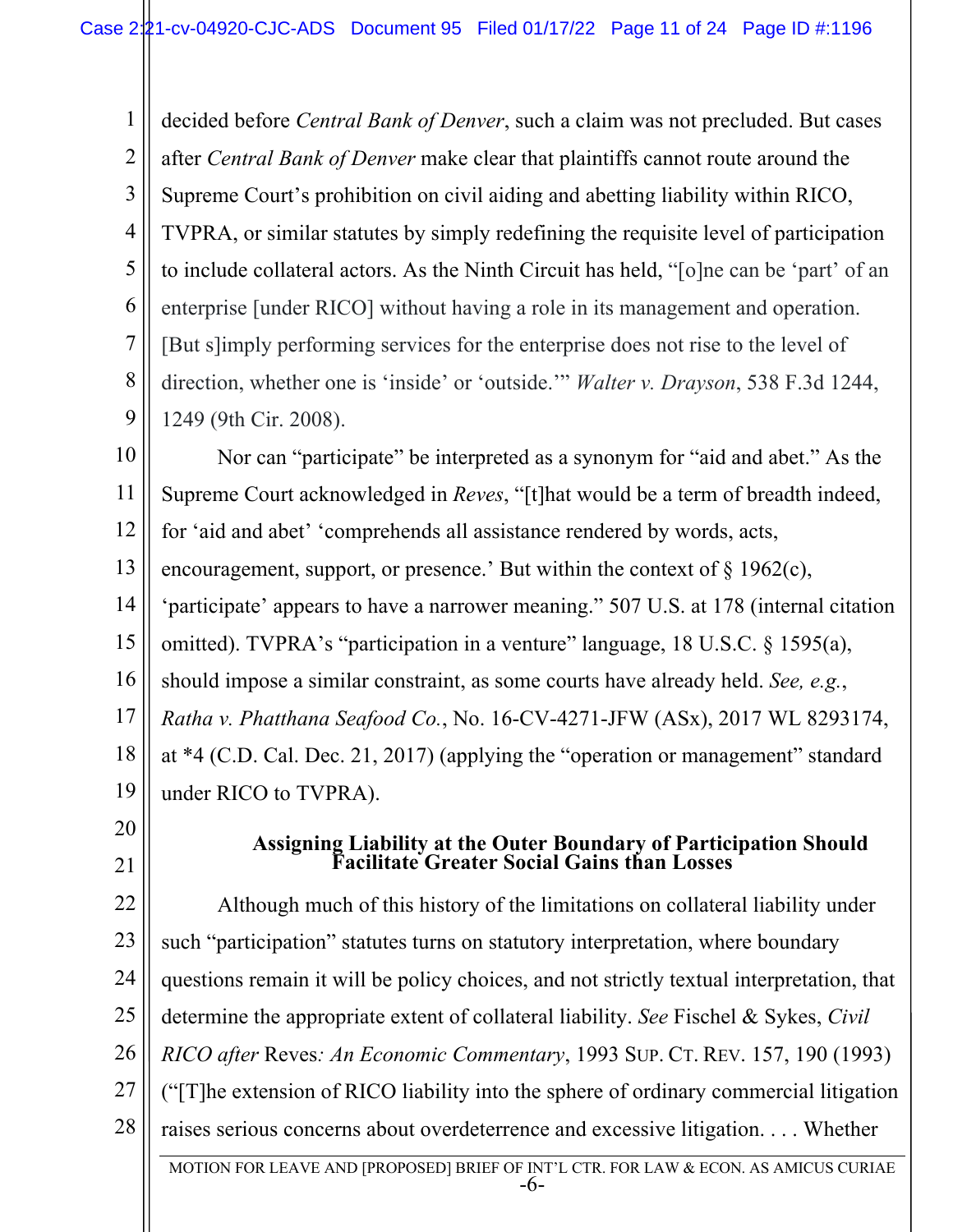decided before *Central Bank of Denver*, such a claim was not precluded. But cases after *Central Bank of Denver* make clear that plaintiffs cannot route around the Supreme Court's prohibition on civil aiding and abetting liability within RICO, TVPRA, or similar statutes by simply redefining the requisite level of participation to include collateral actors. As the Ninth Circuit has held, "[o]ne can be 'part' of an enterprise [under RICO] without having a role in its management and operation. [But s]imply performing services for the enterprise does not rise to the level of direction, whether one is 'inside' or 'outside.'" *Walter v. Drayson*, 538 F.3d 1244, 1249 (9th Cir. 2008).

Nor can "participate" be interpreted as a synonym for "aid and abet." As the Supreme Court acknowledged in *Reves*, "[t]hat would be a term of breadth indeed, for 'aid and abet' 'comprehends all assistance rendered by words, acts, encouragement, support, or presence.' But within the context of § 1962(c), 'participate' appears to have a narrower meaning." 507 U.S. at 178 (internal citation omitted). TVPRA's "participation in a venture" language, 18 U.S.C. § 1595(a), should impose a similar constraint, as some courts have already held. *See, e.g.*, *Ratha v. Phatthana Seafood Co.*, No. 16-CV-4271-JFW (ASx), 2017 WL 8293174, at *4 (C.D. Cal. Dec. 21, 2017) (applying the "operation or management" standard under RICO to TVPRA).

### Assigning Liability at the Outer Boundary of Participation Should Facilitate Greater Social Gains than Losses

Although much of this history of the limitations on collateral liability under such "participation" statutes turns on statutory interpretation, where boundary questions remain it will be policy choices, and not strictly textual interpretation, that determine the appropriate extent of collateral liability. *See* Fischel & Sykes, *Civil RICO after* Reves*: An Economic Commentary*, 1993 SUP. CT. REV. 157, 190 (1993) ("[T]he extension of RICO liability into the sphere of ordinary commercial litigation raises serious concerns about overdeterrence and excessive litigation. . . . Whether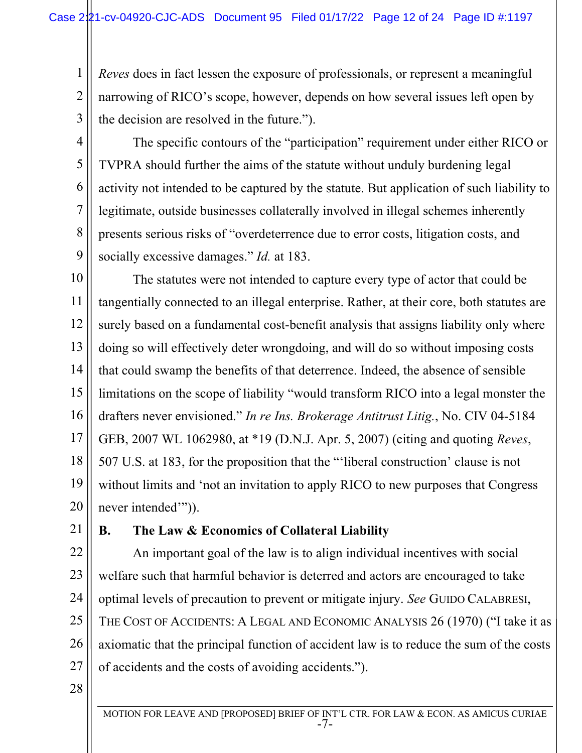*Reves* does in fact lessen the exposure of professionals, or represent a meaningful narrowing of RICO's scope, however, depends on how several issues left open by the decision are resolved in the future.").

The specific contours of the "participation" requirement under either RICO or TVPRA should further the aims of the statute without unduly burdening legal activity not intended to be captured by the statute. But application of such liability to legitimate, outside businesses collaterally involved in illegal schemes inherently presents serious risks of "overdeterrence due to error costs, litigation costs, and socially excessive damages." *Id.* at 183.

The statutes were not intended to capture every type of actor that could be tangentially connected to an illegal enterprise. Rather, at their core, both statutes are surely based on a fundamental cost-benefit analysis that assigns liability only where doing so will effectively deter wrongdoing, and will do so without imposing costs that could swamp the benefits of that deterrence. Indeed, the absence of sensible limitations on the scope of liability "would transform RICO into a legal monster the drafters never envisioned." *In re Ins. Brokerage Antitrust Litig.*, No. CIV 04-5184 GEB, 2007 WL 1062980, at *19 (D.N.J. Apr. 5, 2007) (citing and quoting *Reves*, 507 U.S. at 183, for the proposition that the "'liberal construction' clause is not without limits and 'not an invitation to apply RICO to new purposes that Congress never intended'")).

## B. The Law & Economics of Collateral Liability

An important goal of the law is to align individual incentives with social welfare such that harmful behavior is deterred and actors are encouraged to take optimal levels of precaution to prevent or mitigate injury. *See* GUIDO CALABRESI, THE COST OF ACCIDENTS: A LEGAL AND ECONOMIC ANALYSIS 26 (1970) ("I take it as axiomatic that the principal function of accident law is to reduce the sum of the costs of accidents and the costs of avoiding accidents.").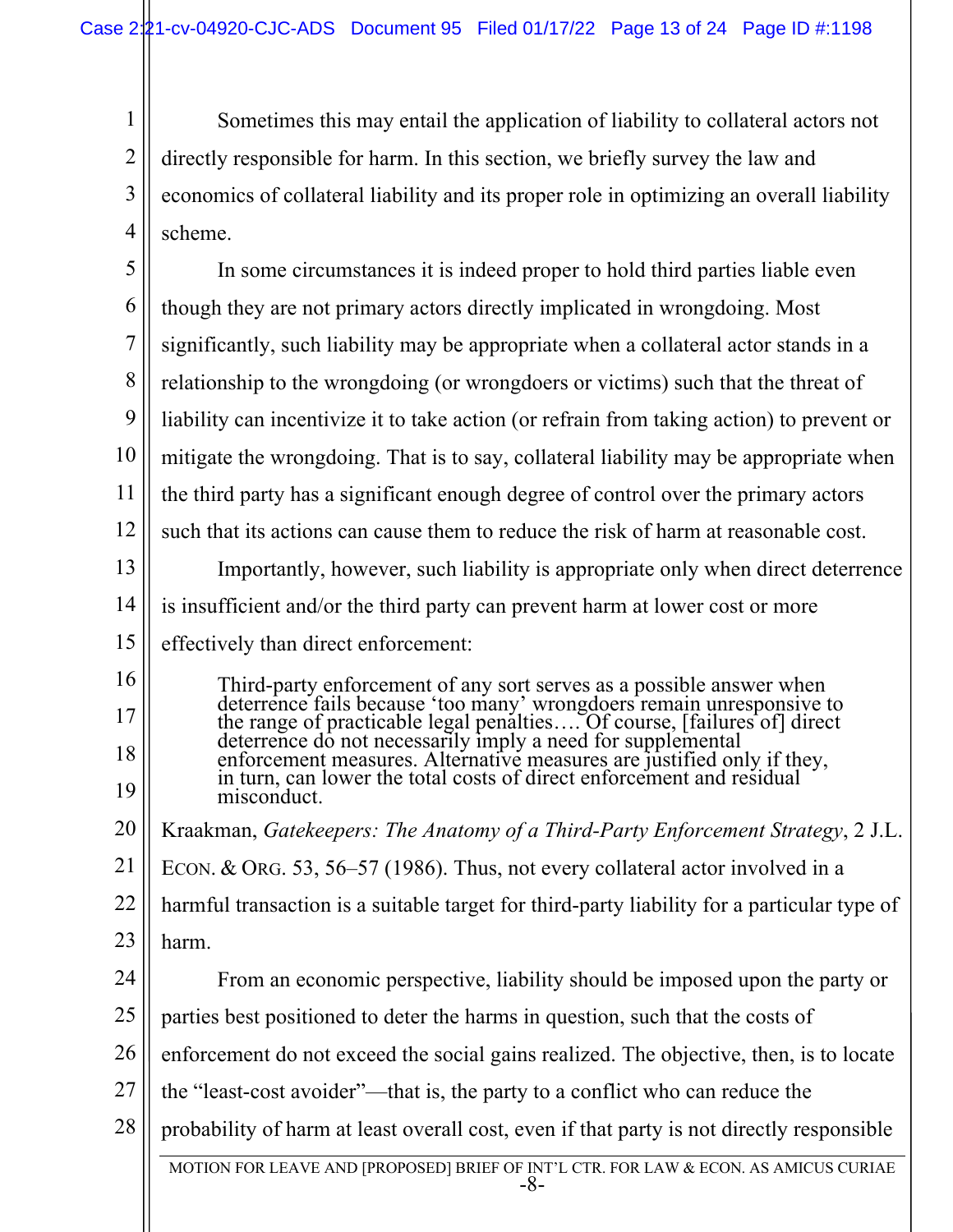Sometimes this may entail the application of liability to collateral actors not directly responsible for harm. In this section, we briefly survey the law and economics of collateral liability and its proper role in optimizing an overall liability scheme.

In some circumstances it is indeed proper to hold third parties liable even though they are not primary actors directly implicated in wrongdoing. Most significantly, such liability may be appropriate when a collateral actor stands in a relationship to the wrongdoing (or wrongdoers or victims) such that the threat of liability can incentivize it to take action (or refrain from taking action) to prevent or mitigate the wrongdoing. That is to say, collateral liability may be appropriate when the third party has a significant enough degree of control over the primary actors such that its actions can cause them to reduce the risk of harm at reasonable cost.

Importantly, however, such liability is appropriate only when direct deterrence is insufficient and/or the third party can prevent harm at lower cost or more effectively than direct enforcement:

> Third-party enforcement of any sort serves as a possible answer when deterrence fails because 'too many' wrongdoers remain unresponsive to the range of practicable legal penalties…. Of course, [failures of] direct deterrence do not necessarily imply a need for supplemental enforcement measures. Alternative measures are justified only if they, in turn, can lower the total costs of direct enforcement and residual misconduct.

Kraakman, *Gatekeepers: The Anatomy of a Third-Party Enforcement Strategy*, 2 J.L. ECON. & ORG. 53, 56–57 (1986). Thus, not every collateral actor involved in a harmful transaction is a suitable target for third-party liability for a particular type of harm.

From an economic perspective, liability should be imposed upon the party or parties best positioned to deter the harms in question, such that the costs of enforcement do not exceed the social gains realized. The objective, then, is to locate the "least-cost avoider"—that is, the party to a conflict who can reduce the probability of harm at least overall cost, even if that party is not directly responsible

MOTION FOR LEAVE AND [PROPOSED] BRIEF OF INT'L CTR. FOR LAW & ECON. AS AMICUS CURIAE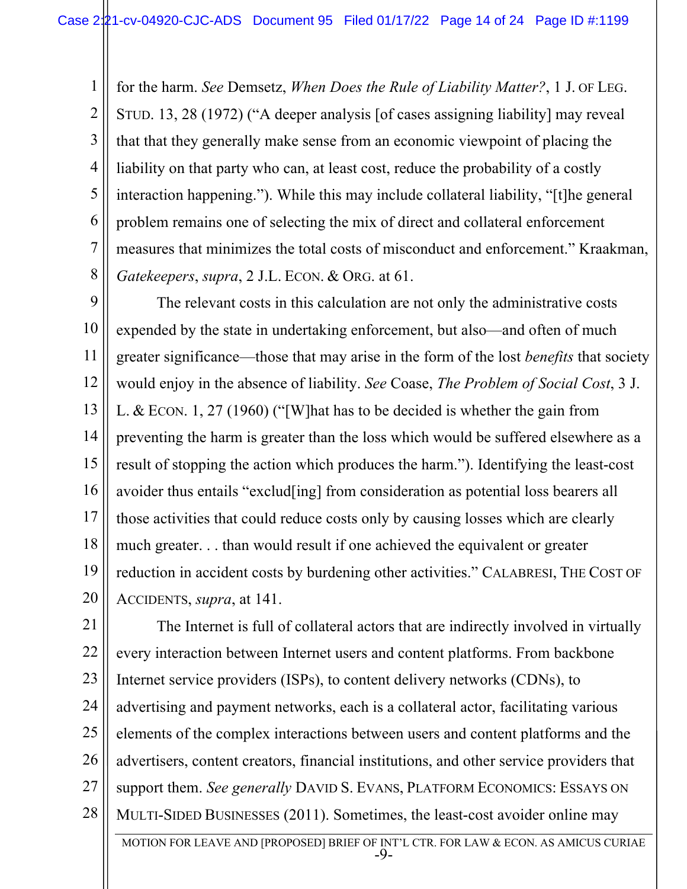for the harm. *See* Demsetz, *When Does the Rule of Liability Matter?*, 1 J. OF LEG. STUD. 13, 28 (1972) ("A deeper analysis [of cases assigning liability] may reveal that that they generally make sense from an economic viewpoint of placing the liability on that party who can, at least cost, reduce the probability of a costly interaction happening."). While this may include collateral liability, "[t]he general problem remains one of selecting the mix of direct and collateral enforcement measures that minimizes the total costs of misconduct and enforcement." Kraakman, *Gatekeepers*, *supra*, 2 J.L. ECON. & ORG. at 61.

The relevant costs in this calculation are not only the administrative costs expended by the state in undertaking enforcement, but also—and often of much greater significance—those that may arise in the form of the lost *benefits* that society would enjoy in the absence of liability. *See* Coase, *The Problem of Social Cost*, 3 J. L. & ECON. 1, 27 (1960) ("[W]hat has to be decided is whether the gain from preventing the harm is greater than the loss which would be suffered elsewhere as a result of stopping the action which produces the harm."). Identifying the least-cost avoider thus entails "exclud[ing] from consideration as potential loss bearers all those activities that could reduce costs only by causing losses which are clearly much greater. . . than would result if one achieved the equivalent or greater reduction in accident costs by burdening other activities." CALABRESI, THE COST OF ACCIDENTS, *supra*, at 141.

The Internet is full of collateral actors that are indirectly involved in virtually every interaction between Internet users and content platforms. From backbone Internet service providers (ISPs), to content delivery networks (CDNs), to advertising and payment networks, each is a collateral actor, facilitating various elements of the complex interactions between users and content platforms and the advertisers, content creators, financial institutions, and other service providers that support them. *See generally* DAVID S. EVANS, PLATFORM ECONOMICS: ESSAYS ON MULTI-SIDED BUSINESSES (2011). Sometimes, the least-cost avoider online may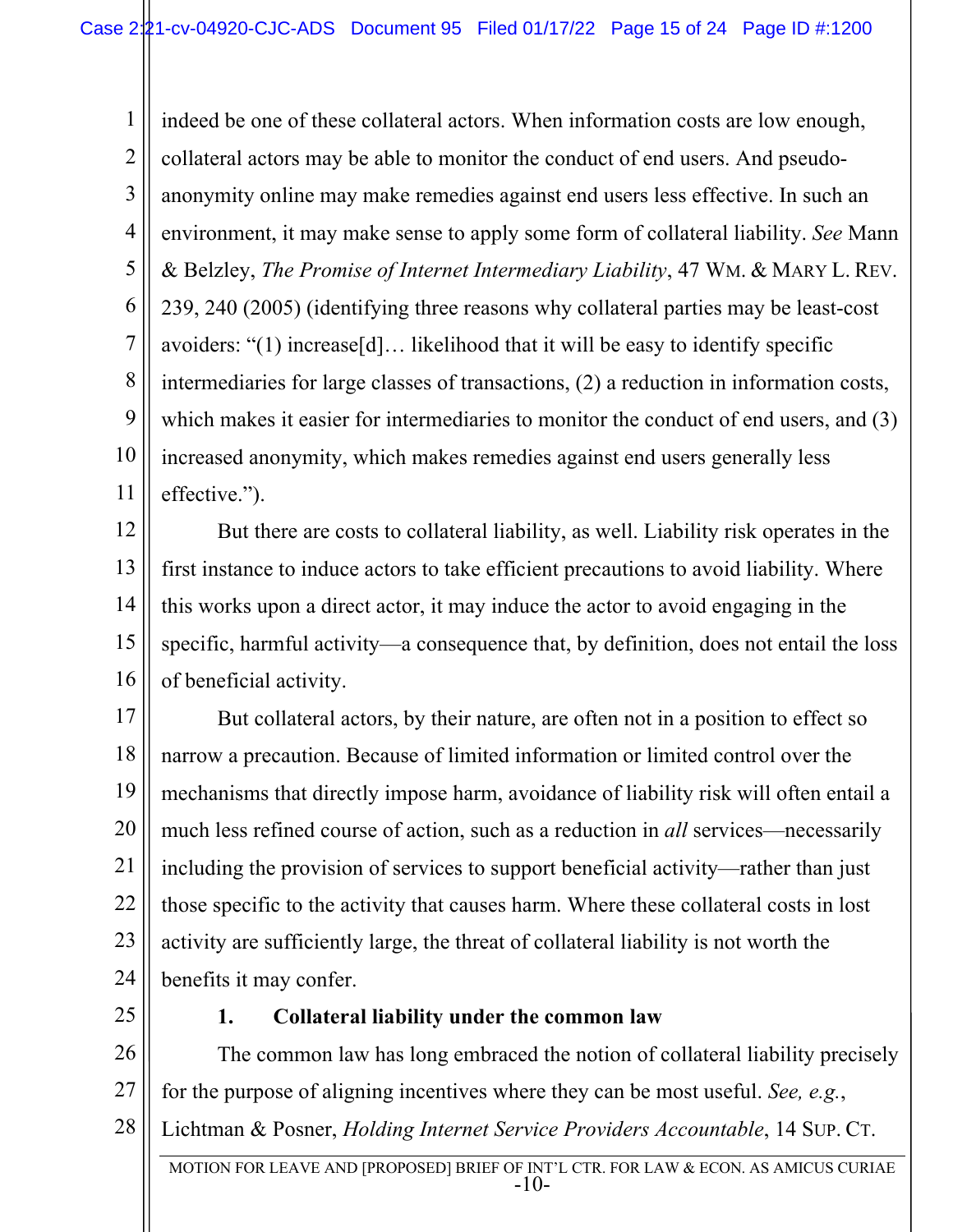indeed be one of these collateral actors. When information costs are low enough, collateral actors may be able to monitor the conduct of end users. And pseudo-anonymity online may make remedies against end users less effective. In such an environment, it may make sense to apply some form of collateral liability. *See* Mann & Belzley, *The Promise of Internet Intermediary Liability*, 47 WM. & MARY L. REV. 239, 240 (2005) (identifying three reasons why collateral parties may be least-cost avoiders: "(1) increase[d]… likelihood that it will be easy to identify specific intermediaries for large classes of transactions, (2) a reduction in information costs, which makes it easier for intermediaries to monitor the conduct of end users, and (3) increased anonymity, which makes remedies against end users generally less effective.").

But there are costs to collateral liability, as well. Liability risk operates in the first instance to induce actors to take efficient precautions to avoid liability. Where this works upon a direct actor, it may induce the actor to avoid engaging in the specific, harmful activity—a consequence that, by definition, does not entail the loss of beneficial activity.

But collateral actors, by their nature, are often not in a position to effect so narrow a precaution. Because of limited information or limited control over the mechanisms that directly impose harm, avoidance of liability risk will often entail a much less refined course of action, such as a reduction in *all* services—necessarily including the provision of services to support beneficial activity—rather than just those specific to the activity that causes harm. Where these collateral costs in lost activity are sufficiently large, the threat of collateral liability is not worth the benefits it may confer.

### 1. Collateral liability under the common law

The common law has long embraced the notion of collateral liability precisely for the purpose of aligning incentives where they can be most useful. *See, e.g.*, Lichtman & Posner, *Holding Internet Service Providers Accountable*, 14 SUP. CT.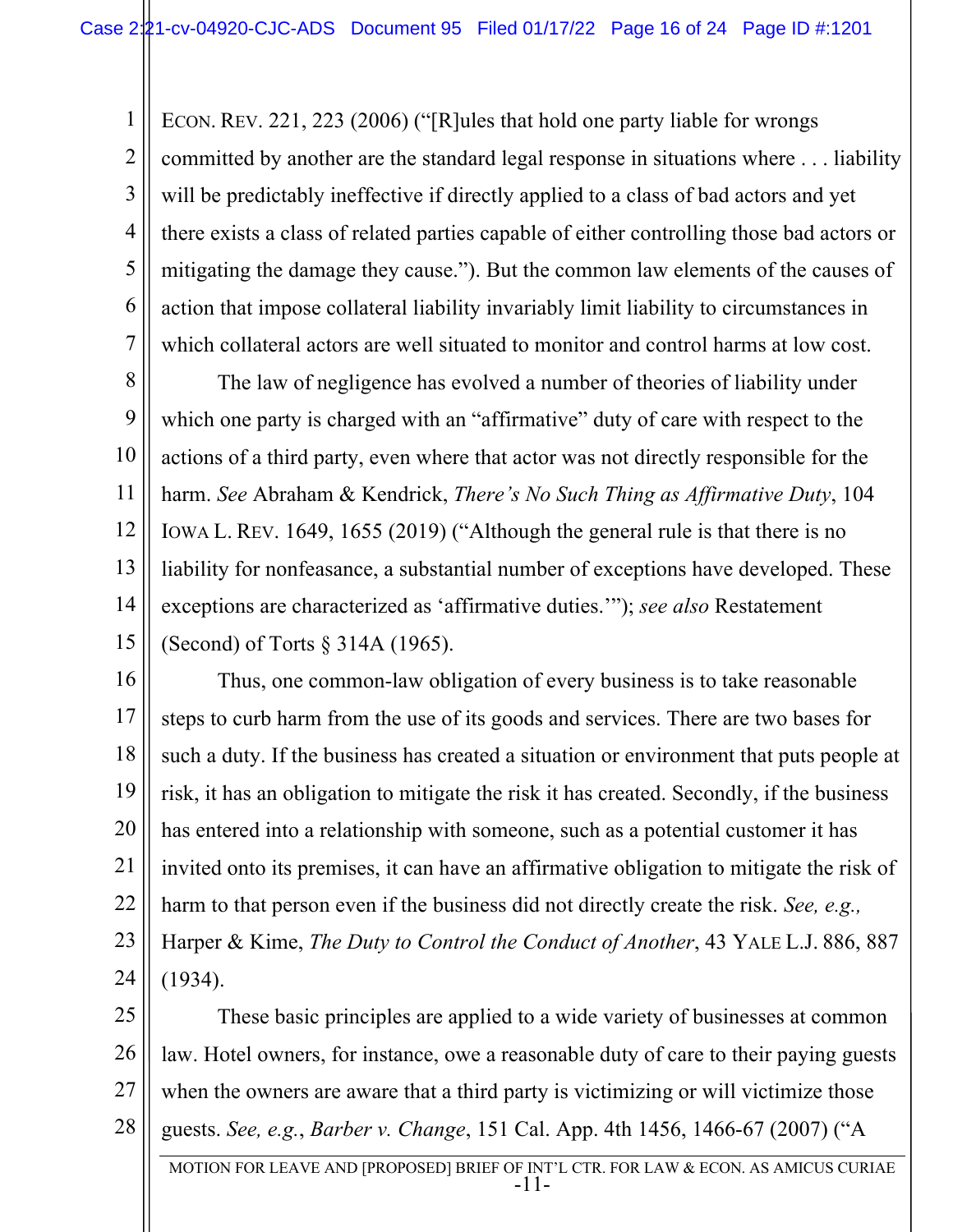ECON. REV. 221, 223 (2006) ("[R]ules that hold one party liable for wrongs committed by another are the standard legal response in situations where . . . liability will be predictably ineffective if directly applied to a class of bad actors and yet there exists a class of related parties capable of either controlling those bad actors or mitigating the damage they cause."). But the common law elements of the causes of action that impose collateral liability invariably limit liability to circumstances in which collateral actors are well situated to monitor and control harms at low cost.

The law of negligence has evolved a number of theories of liability under which one party is charged with an "affirmative" duty of care with respect to the actions of a third party, even where that actor was not directly responsible for the harm. *See* Abraham & Kendrick, *There's No Such Thing as Affirmative Duty*, 104 IOWA L. REV. 1649, 1655 (2019) ("Although the general rule is that there is no liability for nonfeasance, a substantial number of exceptions have developed. These exceptions are characterized as 'affirmative duties.'"); *see also* Restatement (Second) of Torts § 314A (1965).

Thus, one common-law obligation of every business is to take reasonable steps to curb harm from the use of its goods and services. There are two bases for such a duty. If the business has created a situation or environment that puts people at risk, it has an obligation to mitigate the risk it has created. Secondly, if the business has entered into a relationship with someone, such as a potential customer it has invited onto its premises, it can have an affirmative obligation to mitigate the risk of harm to that person even if the business did not directly create the risk. *See, e.g.,* Harper & Kime, *The Duty to Control the Conduct of Another*, 43 YALE L.J. 886, 887 (1934).

These basic principles are applied to a wide variety of businesses at common law. Hotel owners, for instance, owe a reasonable duty of care to their paying guests when the owners are aware that a third party is victimizing or will victimize those guests. *See, e.g.*, *Barber v. Change*, 151 Cal. App. 4th 1456, 1466-67 (2007) ("A

MOTION FOR LEAVE AND [PROPOSED] BRIEF OF INT'L CTR. FOR LAW & ECON. AS AMICUS CURIAE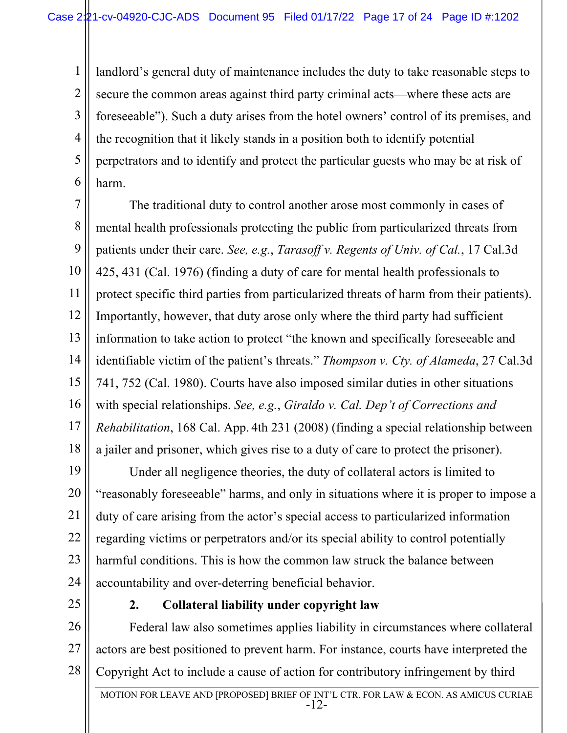landlord's general duty of maintenance includes the duty to take reasonable steps to secure the common areas against third party criminal acts—where these acts are foreseeable"). Such a duty arises from the hotel owners' control of its premises, and the recognition that it likely stands in a position both to identify potential perpetrators and to identify and protect the particular guests who may be at risk of harm.

The traditional duty to control another arose most commonly in cases of mental health professionals protecting the public from particularized threats from patients under their care. *See, e.g.*, *Tarasoff v. Regents of Univ. of Cal.*, 17 Cal.3d 425, 431 (Cal. 1976) (finding a duty of care for mental health professionals to protect specific third parties from particularized threats of harm from their patients). Importantly, however, that duty arose only where the third party had sufficient information to take action to protect "the known and specifically foreseeable and identifiable victim of the patient's threats." *Thompson v. Cty. of Alameda*, 27 Cal.3d 741, 752 (Cal. 1980). Courts have also imposed similar duties in other situations with special relationships. *See, e.g.*, *Giraldo v. Cal. Dep't of Corrections and Rehabilitation*, 168 Cal. App. 4th 231 (2008) (finding a special relationship between a jailer and prisoner, which gives rise to a duty of care to protect the prisoner).

Under all negligence theories, the duty of collateral actors is limited to "reasonably foreseeable" harms, and only in situations where it is proper to impose a duty of care arising from the actor's special access to particularized information regarding victims or perpetrators and/or its special ability to control potentially harmful conditions. This is how the common law struck the balance between accountability and over-deterring beneficial behavior.

### 2. Collateral liability under copyright law

Federal law also sometimes applies liability in circumstances where collateral actors are best positioned to prevent harm. For instance, courts have interpreted the Copyright Act to include a cause of action for contributory infringement by third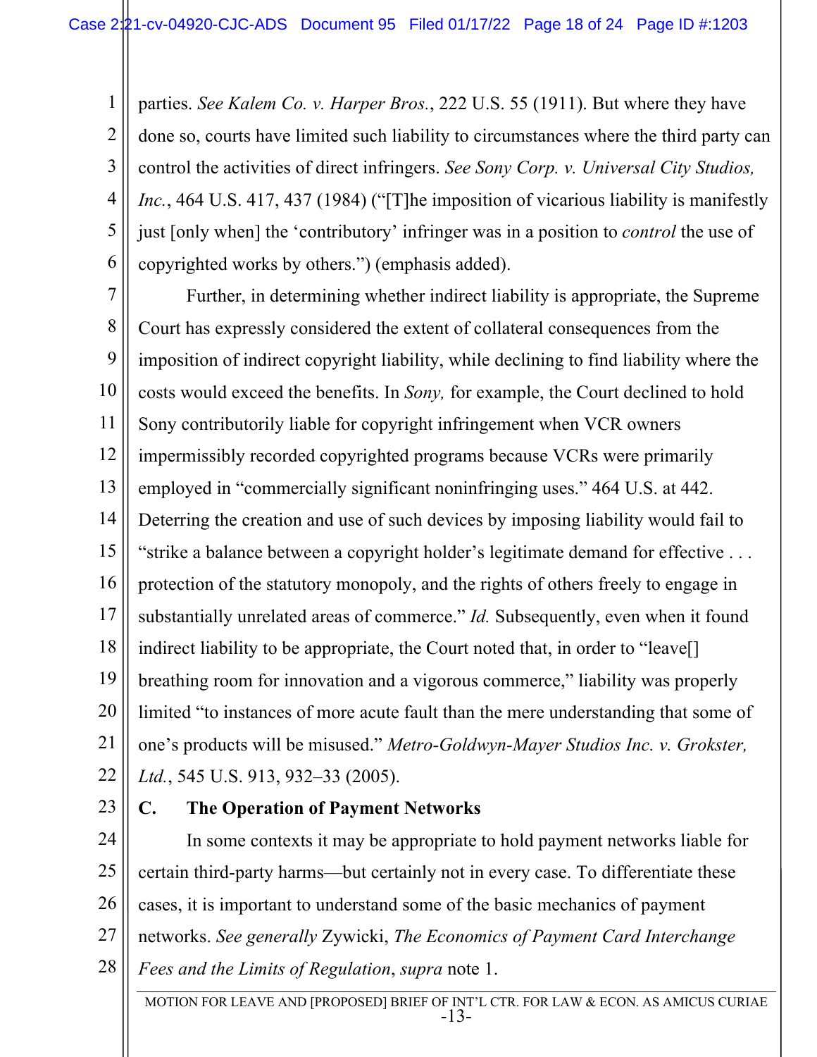parties. *See Kalem Co. v. Harper Bros.*, 222 U.S. 55 (1911). But where they have done so, courts have limited such liability to circumstances where the third party can control the activities of direct infringers. *See Sony Corp. v. Universal City Studios, Inc.*, 464 U.S. 417, 437 (1984) ("[T]he imposition of vicarious liability is manifestly just [only when] the 'contributory' infringer was in a position to *control* the use of copyrighted works by others.") (emphasis added).

Further, in determining whether indirect liability is appropriate, the Supreme Court has expressly considered the extent of collateral consequences from the imposition of indirect copyright liability, while declining to find liability where the costs would exceed the benefits. In *Sony,* for example, the Court declined to hold Sony contributorily liable for copyright infringement when VCR owners impermissibly recorded copyrighted programs because VCRs were primarily employed in "commercially significant noninfringing uses." 464 U.S. at 442. Deterring the creation and use of such devices by imposing liability would fail to "strike a balance between a copyright holder's legitimate demand for effective . . . protection of the statutory monopoly, and the rights of others freely to engage in substantially unrelated areas of commerce." *Id.* Subsequently, even when it found indirect liability to be appropriate, the Court noted that, in order to "leave[] breathing room for innovation and a vigorous commerce," liability was properly limited "to instances of more acute fault than the mere understanding that some of one's products will be misused." *Metro-Goldwyn-Mayer Studios Inc. v. Grokster, Ltd.*, 545 U.S. 913, 932–33 (2005).

### C. The Operation of Payment Networks

In some contexts it may be appropriate to hold payment networks liable for certain third-party harms—but certainly not in every case. To differentiate these cases, it is important to understand some of the basic mechanics of payment networks. *See generally* Zywicki, *The Economics of Payment Card Interchange Fees and the Limits of Regulation*, *supra* note 1.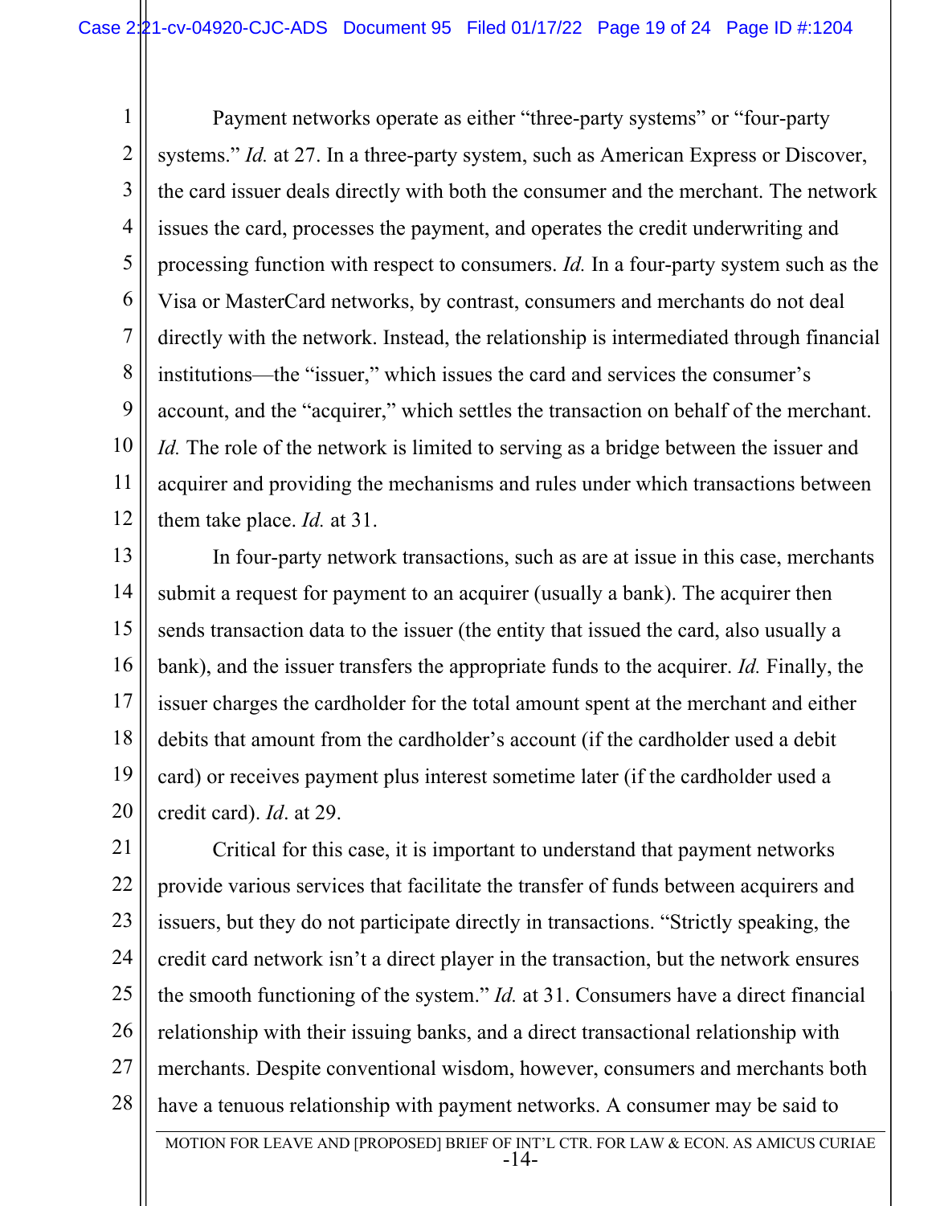Payment networks operate as either "three-party systems" or "four-party systems." *Id.* at 27. In a three-party system, such as American Express or Discover, the card issuer deals directly with both the consumer and the merchant. The network issues the card, processes the payment, and operates the credit underwriting and processing function with respect to consumers. *Id.* In a four-party system such as the Visa or MasterCard networks, by contrast, consumers and merchants do not deal directly with the network. Instead, the relationship is intermediated through financial institutions—the "issuer," which issues the card and services the consumer's account, and the "acquirer," which settles the transaction on behalf of the merchant. *Id.* The role of the network is limited to serving as a bridge between the issuer and acquirer and providing the mechanisms and rules under which transactions between them take place. *Id.* at 31.

In four-party network transactions, such as are at issue in this case, merchants submit a request for payment to an acquirer (usually a bank). The acquirer then sends transaction data to the issuer (the entity that issued the card, also usually a bank), and the issuer transfers the appropriate funds to the acquirer. *Id.* Finally, the issuer charges the cardholder for the total amount spent at the merchant and either debits that amount from the cardholder's account (if the cardholder used a debit card) or receives payment plus interest sometime later (if the cardholder used a credit card). *Id*. at 29.

Critical for this case, it is important to understand that payment networks provide various services that facilitate the transfer of funds between acquirers and issuers, but they do not participate directly in transactions. "Strictly speaking, the credit card network isn't a direct player in the transaction, but the network ensures the smooth functioning of the system." *Id.* at 31. Consumers have a direct financial relationship with their issuing banks, and a direct transactional relationship with merchants. Despite conventional wisdom, however, consumers and merchants both have a tenuous relationship with payment networks. A consumer may be said to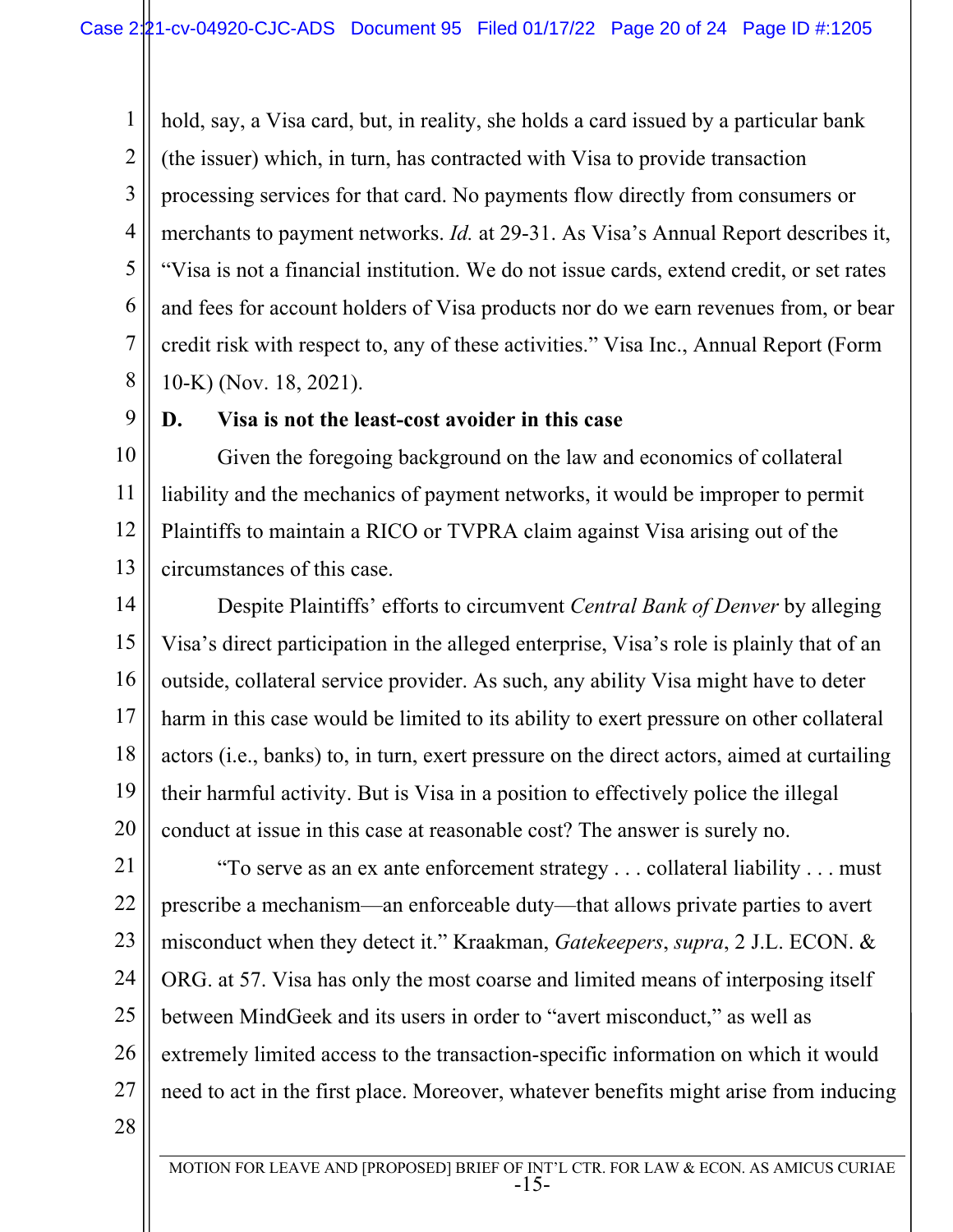hold, say, a Visa card, but, in reality, she holds a card issued by a particular bank (the issuer) which, in turn, has contracted with Visa to provide transaction processing services for that card. No payments flow directly from consumers or merchants to payment networks. *Id.* at 29-31. As Visa's Annual Report describes it, "Visa is not a financial institution. We do not issue cards, extend credit, or set rates and fees for account holders of Visa products nor do we earn revenues from, or bear credit risk with respect to, any of these activities." Visa Inc., Annual Report (Form 10-K) (Nov. 18, 2021).

### D. Visa is not the least-cost avoider in this case

Given the foregoing background on the law and economics of collateral liability and the mechanics of payment networks, it would be improper to permit Plaintiffs to maintain a RICO or TVPRA claim against Visa arising out of the circumstances of this case.

Despite Plaintiffs' efforts to circumvent *Central Bank of Denver* by alleging Visa's direct participation in the alleged enterprise, Visa's role is plainly that of an outside, collateral service provider. As such, any ability Visa might have to deter harm in this case would be limited to its ability to exert pressure on other collateral actors (i.e., banks) to, in turn, exert pressure on the direct actors, aimed at curtailing their harmful activity. But is Visa in a position to effectively police the illegal conduct at issue in this case at reasonable cost? The answer is surely no.

"To serve as an ex ante enforcement strategy . . . collateral liability . . . must prescribe a mechanism—an enforceable duty—that allows private parties to avert misconduct when they detect it." Kraakman, *Gatekeepers*, *supra*, 2 J.L. ECON. & ORG. at 57. Visa has only the most coarse and limited means of interposing itself between MindGeek and its users in order to "avert misconduct," as well as extremely limited access to the transaction-specific information on which it would need to act in the first place. Moreover, whatever benefits might arise from inducing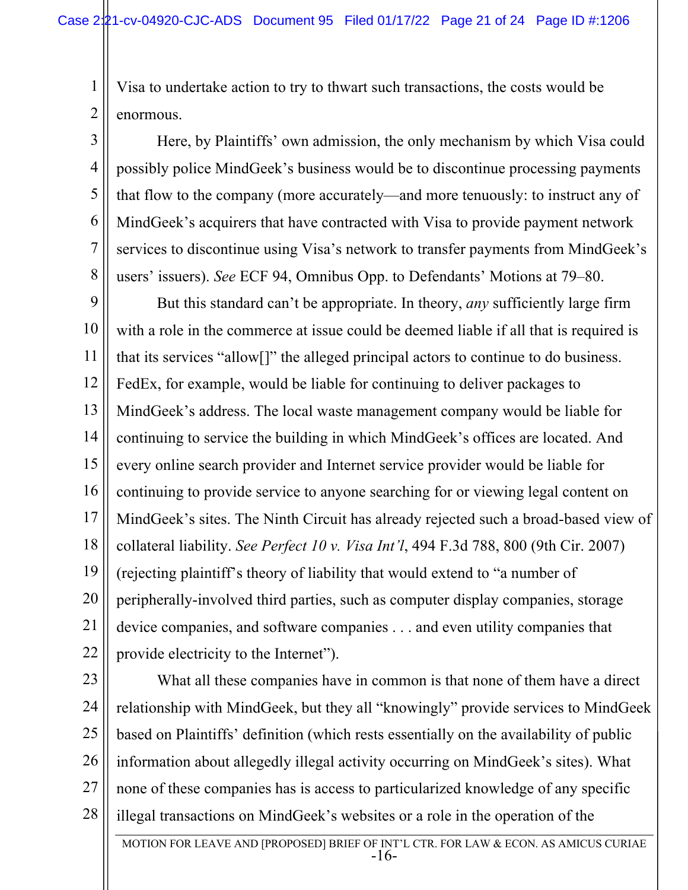Visa to undertake action to try to thwart such transactions, the costs would be enormous.

Here, by Plaintiffs' own admission, the only mechanism by which Visa could possibly police MindGeek's business would be to discontinue processing payments that flow to the company (more accurately—and more tenuously: to instruct any of MindGeek's acquirers that have contracted with Visa to provide payment network services to discontinue using Visa's network to transfer payments from MindGeek's users' issuers). *See* ECF 94, Omnibus Opp. to Defendants' Motions at 79–80.

But this standard can't be appropriate. In theory, *any* sufficiently large firm with a role in the commerce at issue could be deemed liable if all that is required is that its services "allow[]" the alleged principal actors to continue to do business. FedEx, for example, would be liable for continuing to deliver packages to MindGeek's address. The local waste management company would be liable for continuing to service the building in which MindGeek's offices are located. And every online search provider and Internet service provider would be liable for continuing to provide service to anyone searching for or viewing legal content on MindGeek's sites. The Ninth Circuit has already rejected such a broad-based view of collateral liability. *See Perfect 10 v. Visa Int'l*, 494 F.3d 788, 800 (9th Cir. 2007) (rejecting plaintiff's theory of liability that would extend to "a number of peripherally-involved third parties, such as computer display companies, storage device companies, and software companies . . . and even utility companies that provide electricity to the Internet").

What all these companies have in common is that none of them have a direct relationship with MindGeek, but they all "knowingly" provide services to MindGeek based on Plaintiffs' definition (which rests essentially on the availability of public information about allegedly illegal activity occurring on MindGeek's sites). What none of these companies has is access to particularized knowledge of any specific illegal transactions on MindGeek's websites or a role in the operation of the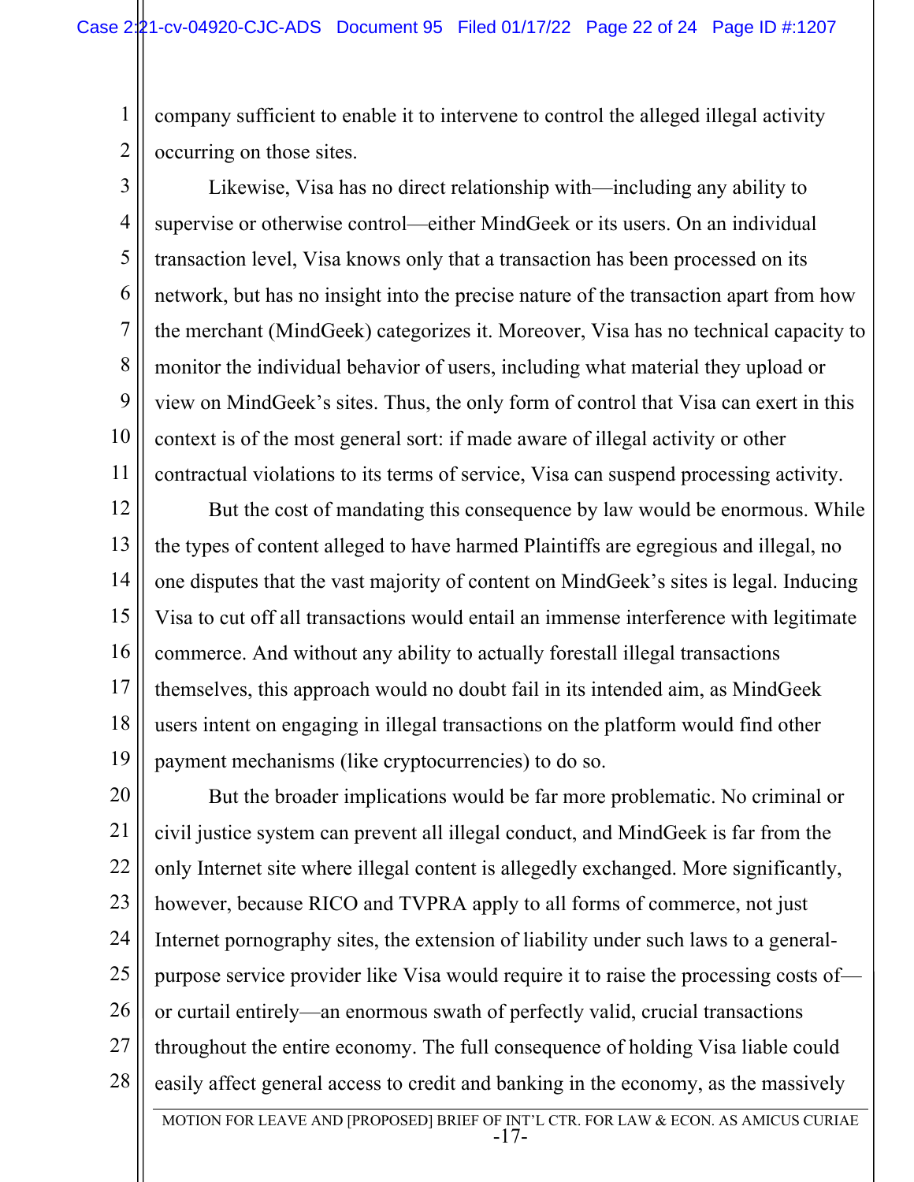company sufficient to enable it to intervene to control the alleged illegal activity occurring on those sites.

Likewise, Visa has no direct relationship with—including any ability to supervise or otherwise control—either MindGeek or its users. On an individual transaction level, Visa knows only that a transaction has been processed on its network, but has no insight into the precise nature of the transaction apart from how the merchant (MindGeek) categorizes it. Moreover, Visa has no technical capacity to monitor the individual behavior of users, including what material they upload or view on MindGeek's sites. Thus, the only form of control that Visa can exert in this context is of the most general sort: if made aware of illegal activity or other contractual violations to its terms of service, Visa can suspend processing activity.

But the cost of mandating this consequence by law would be enormous. While the types of content alleged to have harmed Plaintiffs are egregious and illegal, no one disputes that the vast majority of content on MindGeek's sites is legal. Inducing Visa to cut off all transactions would entail an immense interference with legitimate commerce. And without any ability to actually forestall illegal transactions themselves, this approach would no doubt fail in its intended aim, as MindGeek users intent on engaging in illegal transactions on the platform would find other payment mechanisms (like cryptocurrencies) to do so.

But the broader implications would be far more problematic. No criminal or civil justice system can prevent all illegal conduct, and MindGeek is far from the only Internet site where illegal content is allegedly exchanged. More significantly, however, because RICO and TVPRA apply to all forms of commerce, not just Internet pornography sites, the extension of liability under such laws to a general-purpose service provider like Visa would require it to raise the processing costs of—or curtail entirely—an enormous swath of perfectly valid, crucial transactions throughout the entire economy. The full consequence of holding Visa liable could easily affect general access to credit and banking in the economy, as the massively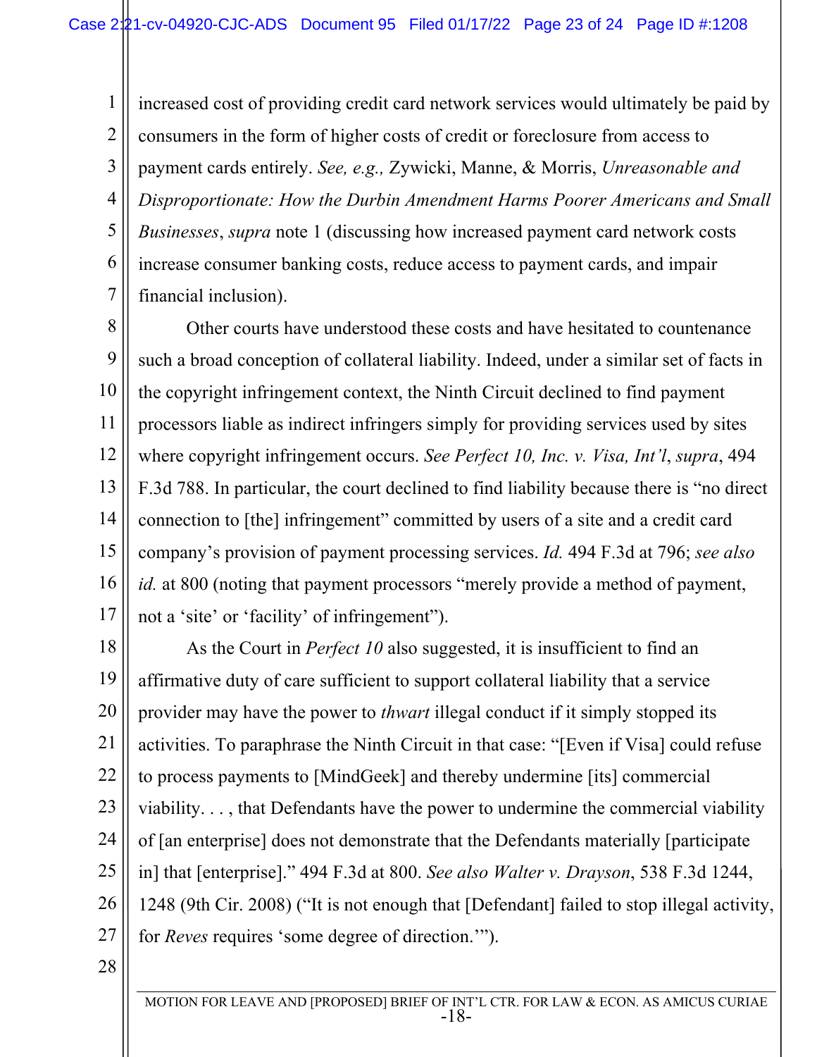increased cost of providing credit card network services would ultimately be paid by consumers in the form of higher costs of credit or foreclosure from access to payment cards entirely. *See, e.g.,* Zywicki, Manne, & Morris, *Unreasonable and Disproportionate: How the Durbin Amendment Harms Poorer Americans and Small Businesses*, *supra* note 1 (discussing how increased payment card network costs increase consumer banking costs, reduce access to payment cards, and impair financial inclusion).

Other courts have understood these costs and have hesitated to countenance such a broad conception of collateral liability. Indeed, under a similar set of facts in the copyright infringement context, the Ninth Circuit declined to find payment processors liable as indirect infringers simply for providing services used by sites where copyright infringement occurs. *See Perfect 10, Inc. v. Visa, Int'l*, *supra*, 494 F.3d 788. In particular, the court declined to find liability because there is "no direct connection to [the] infringement" committed by users of a site and a credit card company's provision of payment processing services. *Id.* 494 F.3d at 796; *see also id.* at 800 (noting that payment processors "merely provide a method of payment, not a 'site' or 'facility' of infringement").

As the Court in *Perfect 10* also suggested, it is insufficient to find an affirmative duty of care sufficient to support collateral liability that a service provider may have the power to *thwart* illegal conduct if it simply stopped its activities. To paraphrase the Ninth Circuit in that case: "[Even if Visa] could refuse to process payments to [MindGeek] and thereby undermine [its] commercial viability. . . , that Defendants have the power to undermine the commercial viability of [an enterprise] does not demonstrate that the Defendants materially [participate in] that [enterprise]." 494 F.3d at 800. *See also Walter v. Drayson*, 538 F.3d 1244, 1248 (9th Cir. 2008) ("It is not enough that [Defendant] failed to stop illegal activity, for *Reves* requires 'some degree of direction.'").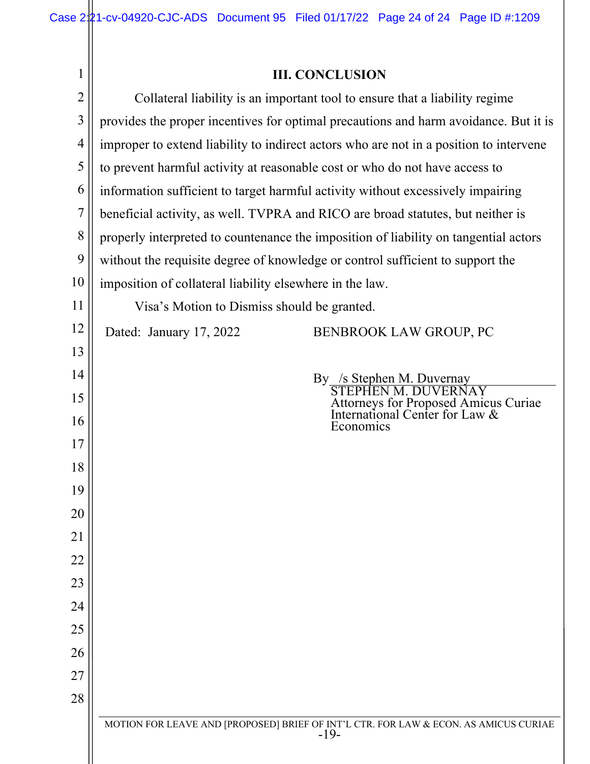## III. CONCLUSION

Collateral liability is an important tool to ensure that a liability regime provides the proper incentives for optimal precautions and harm avoidance. But it is improper to extend liability to indirect actors who are not in a position to intervene to prevent harmful activity at reasonable cost or who do not have access to information sufficient to target harmful activity without excessively impairing beneficial activity, as well. TVPRA and RICO are broad statutes, but neither is properly interpreted to countenance the imposition of liability on tangential actors without the requisite degree of knowledge or control sufficient to support the imposition of collateral liability elsewhere in the law.

Visa's Motion to Dismiss should be granted.

Dated: January 17, 2022

BENBROOK LAW GROUP, PC

By /s Stephen M. Duvernay
STEPHEN M. DUVERNAY
Attorneys for Proposed Amicus Curiae
International Center for Law & Economics